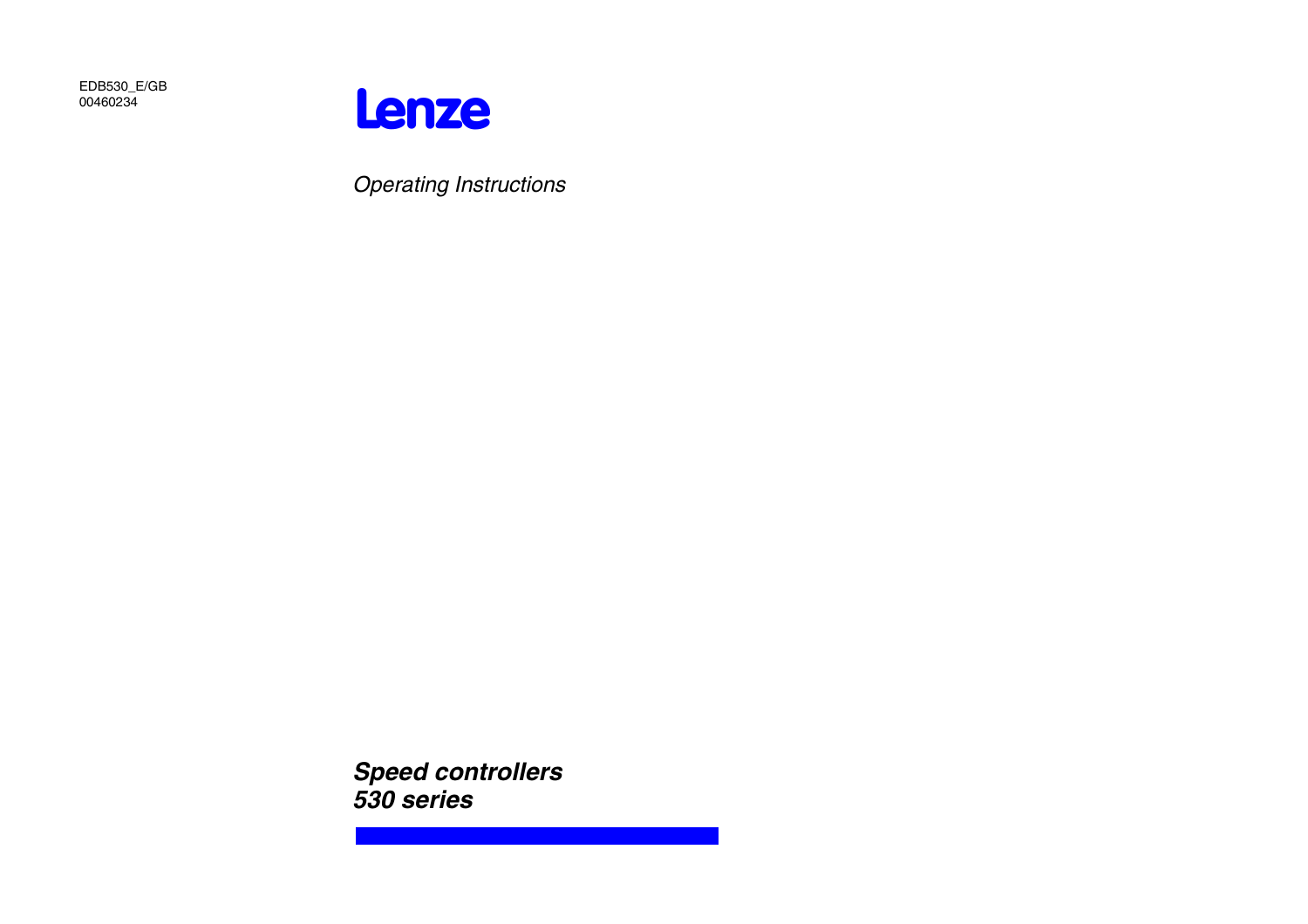EDB530_E/GB
00460234

Lenze

*Operating Instructions*

# *Speed controllers*
# *530 series*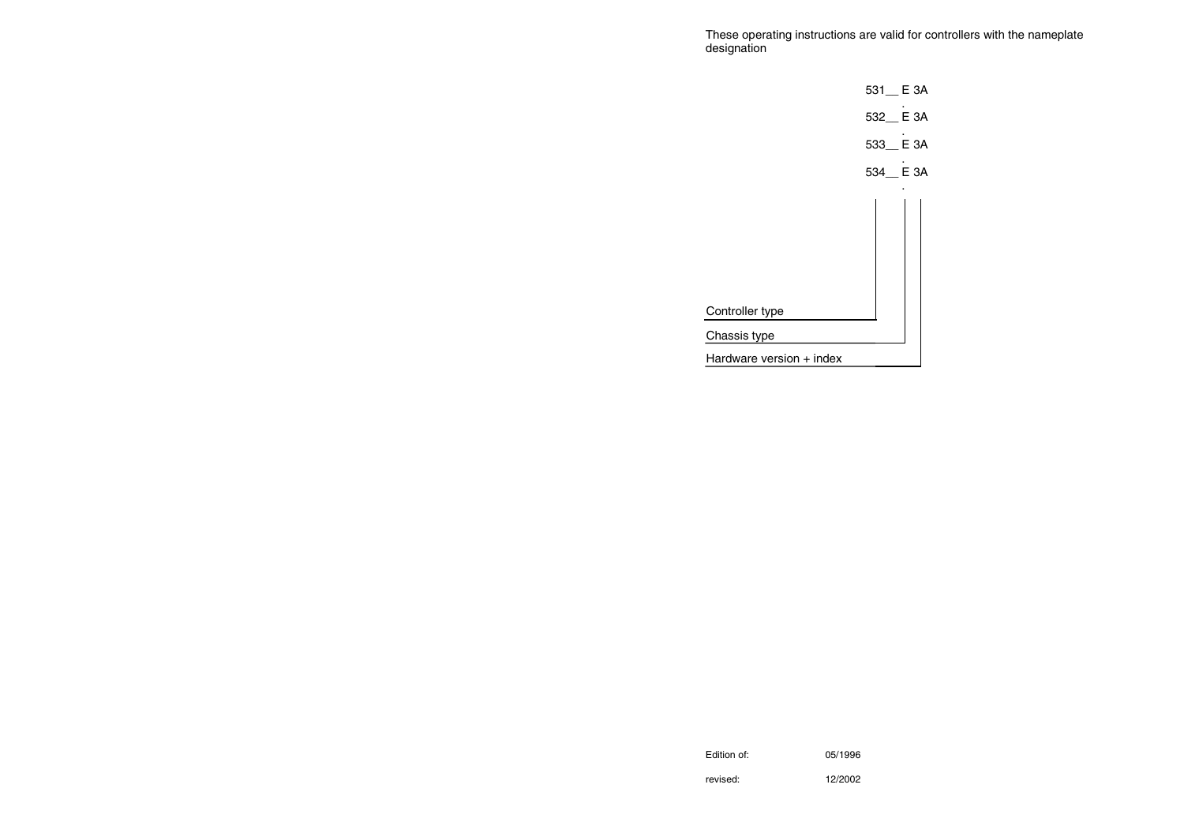These operating instructions are valid for controllers with the nameplate designation

```
531__ E 3A
        .
532__ E 3A
        .
533__ E 3A
        .
534__ E 3A
        .
```

- Controller type
- Chassis type
- Hardware version + index

Edition of: 05/1996

revised: 12/2002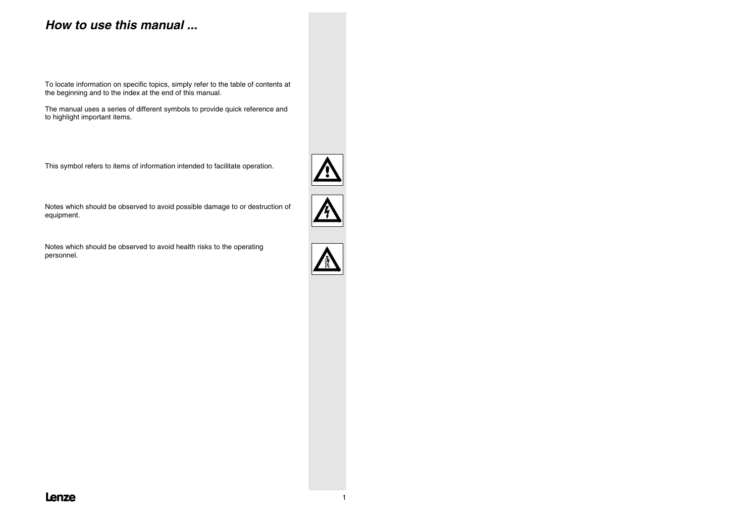# *How to use this manual ...*

To locate information on specific topics, simply refer to the table of contents at the beginning and to the index at the end of this manual.

The manual uses a series of different symbols to provide quick reference and to highlight important items.

This symbol refers to items of information intended to facilitate operation.

Notes which should be observed to avoid possible damage to or destruction of equipment.

Notes which should be observed to avoid health risks to the operating personnel.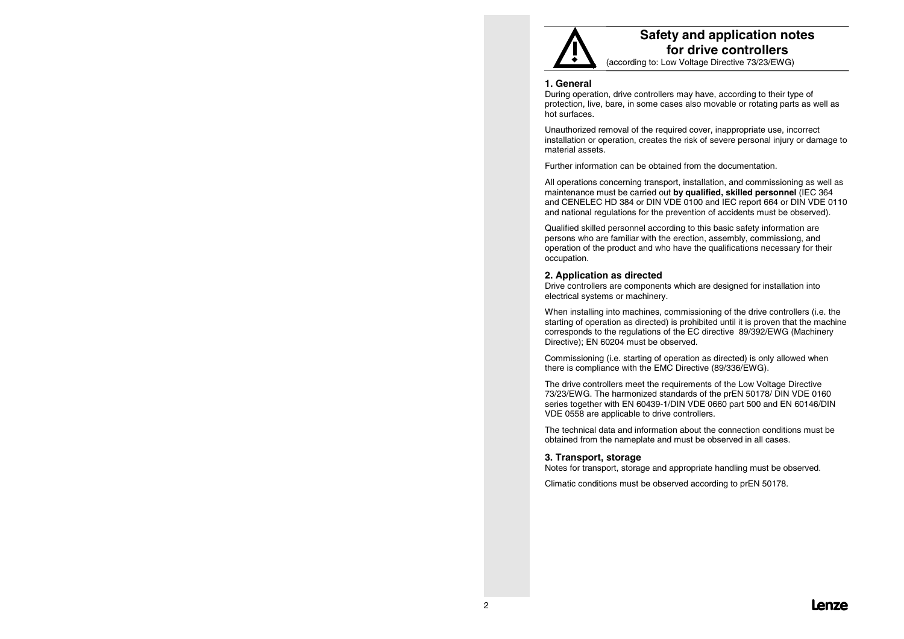# Safety and application notes for drive controllers

(according to: Low Voltage Directive 73/23/EWG)

## 1. General

During operation, drive controllers may have, according to their type of protection, live, bare, in some cases also movable or rotating parts as well as hot surfaces.

Unauthorized removal of the required cover, inappropriate use, incorrect installation or operation, creates the risk of severe personal injury or damage to material assets.

Further information can be obtained from the documentation.

All operations concerning transport, installation, and commissioning as well as maintenance must be carried out **by qualified, skilled personnel** (IEC 364 and CENELEC HD 384 or DIN VDE 0100 and IEC report 664 or DIN VDE 0110 and national regulations for the prevention of accidents must be observed).

Qualified skilled personnel according to this basic safety information are persons who are familiar with the erection, assembly, commissiong, and operation of the product and who have the qualifications necessary for their occupation.

## 2. Application as directed

Drive controllers are components which are designed for installation into electrical systems or machinery.

When installing into machines, commissioning of the drive controllers (i.e. the starting of operation as directed) is prohibited until it is proven that the machine corresponds to the regulations of the EC directive 89/392/EWG (Machinery Directive); EN 60204 must be observed.

Commissioning (i.e. starting of operation as directed) is only allowed when there is compliance with the EMC Directive (89/336/EWG).

The drive controllers meet the requirements of the Low Voltage Directive 73/23/EWG. The harmonized standards of the prEN 50178/ DIN VDE 0160 series together with EN 60439-1/DIN VDE 0660 part 500 and EN 60146/DIN VDE 0558 are applicable to drive controllers.

The technical data and information about the connection conditions must be obtained from the nameplate and must be observed in all cases.

## 3. Transport, storage

Notes for transport, storage and appropriate handling must be observed.

Climatic conditions must be observed according to prEN 50178.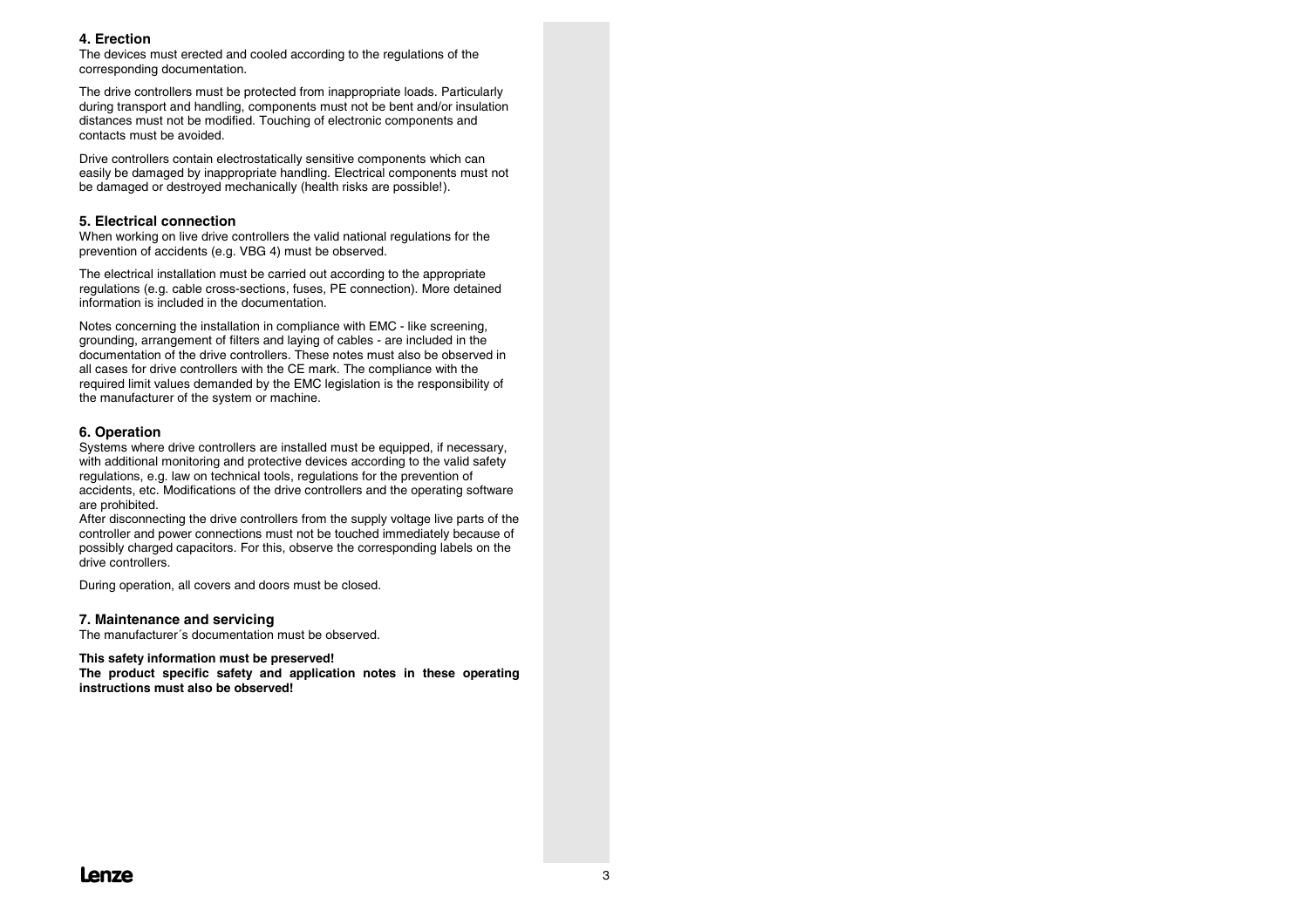#### 4. Erection

The devices must erected and cooled according to the regulations of the corresponding documentation.

The drive controllers must be protected from inappropriate loads. Particularly during transport and handling, components must not be bent and/or insulation distances must not be modified. Touching of electronic components and contacts must be avoided.

Drive controllers contain electrostatically sensitive components which can easily be damaged by inappropriate handling. Electrical components must not be damaged or destroyed mechanically (health risks are possible!).

#### 5. Electrical connection

When working on live drive controllers the valid national regulations for the prevention of accidents (e.g. VBG 4) must be observed.

The electrical installation must be carried out according to the appropriate regulations (e.g. cable cross-sections, fuses, PE connection). More detained information is included in the documentation.

Notes concerning the installation in compliance with EMC - like screening, grounding, arrangement of filters and laying of cables - are included in the documentation of the drive controllers. These notes must also be observed in all cases for drive controllers with the CE mark. The compliance with the required limit values demanded by the EMC legislation is the responsibility of the manufacturer of the system or machine.

#### 6. Operation

Systems where drive controllers are installed must be equipped, if necessary, with additional monitoring and protective devices according to the valid safety regulations, e.g. law on technical tools, regulations for the prevention of accidents, etc. Modifications of the drive controllers and the operating software are prohibited.
After disconnecting the drive controllers from the supply voltage live parts of the controller and power connections must not be touched immediately because of possibly charged capacitors. For this, observe the corresponding labels on the drive controllers.

During operation, all covers and doors must be closed.

#### 7. Maintenance and servicing

The manufacturer´s documentation must be observed.

**This safety information must be preserved!**
**The product specific safety and application notes in these operating instructions must also be observed!**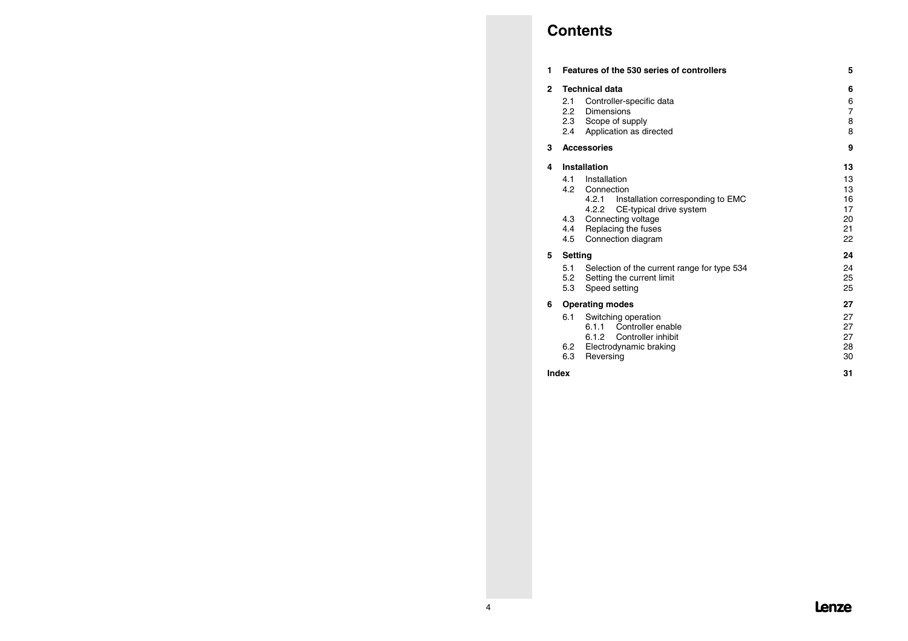# Contents

| | | |
|---|---|---|
| **1** | **Features of the 530 series of controllers** | **5** |
| **2** | **Technical data** | **6** |
| | 2.1 Controller-specific data | 6 |
| | 2.2 Dimensions | 7 |
| | 2.3 Scope of supply | 8 |
| | 2.4 Application as directed | 8 |
| **3** | **Accessories** | **9** |
| **4** | **Installation** | **13** |
| | 4.1 Installation | 13 |
| | 4.2 Connection | 13 |
| | 4.2.1 Installation corresponding to EMC | 16 |
| | 4.2.2 CE-typical drive system | 17 |
| | 4.3 Connecting voltage | 20 |
| | 4.4 Replacing the fuses | 21 |
| | 4.5 Connection diagram | 22 |
| **5** | **Setting** | **24** |
| | 5.1 Selection of the current range for type 534 | 24 |
| | 5.2 Setting the current limit | 25 |
| | 5.3 Speed setting | 25 |
| **6** | **Operating modes** | **27** |
| | 6.1 Switching operation | 27 |
| | 6.1.1 Controller enable | 27 |
| | 6.1.2 Controller inhibit | 27 |
| | 6.2 Electrodynamic braking | 28 |
| | 6.3 Reversing | 30 |
| **Index** | | **31** |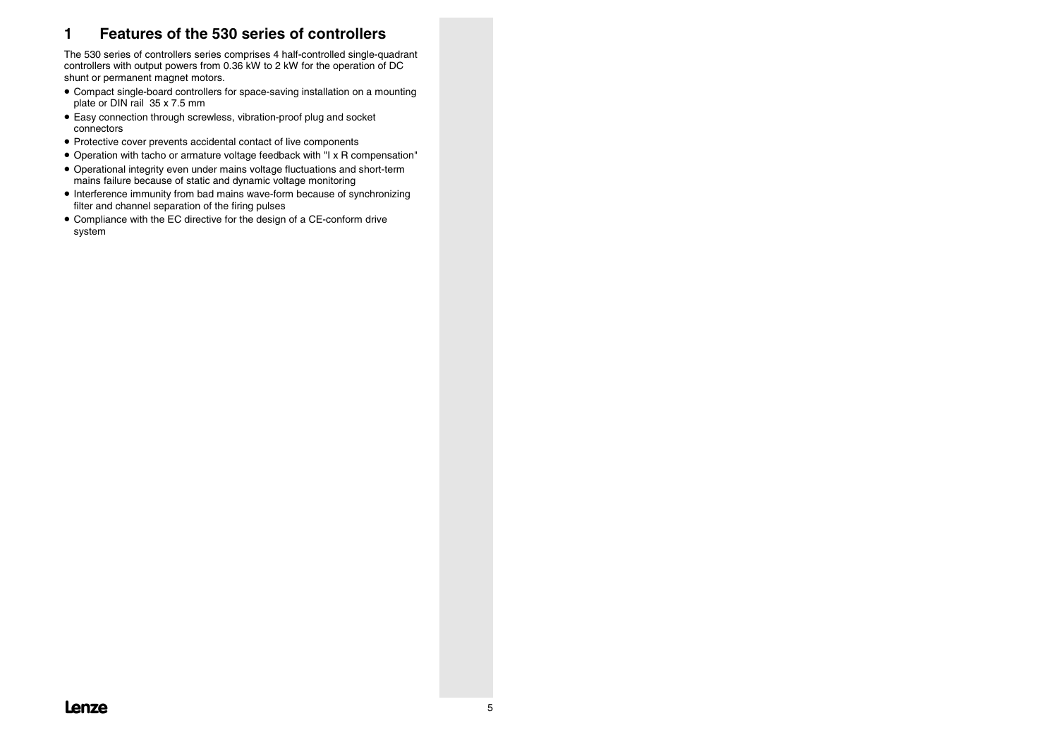# 1 Features of the 530 series of controllers

The 530 series of controllers series comprises 4 half-controlled single-quadrant controllers with output powers from 0.36 kW to 2 kW for the operation of DC shunt or permanent magnet motors.

- Compact single-board controllers for space-saving installation on a mounting plate or DIN rail 35 x 7.5 mm
- Easy connection through screwless, vibration-proof plug and socket connectors
- Protective cover prevents accidental contact of live components
- Operation with tacho or armature voltage feedback with "I x R compensation"
- Operational integrity even under mains voltage fluctuations and short-term mains failure because of static and dynamic voltage monitoring
- Interference immunity from bad mains wave-form because of synchronizing filter and channel separation of the firing pulses
- Compliance with the EC directive for the design of a CE-conform drive system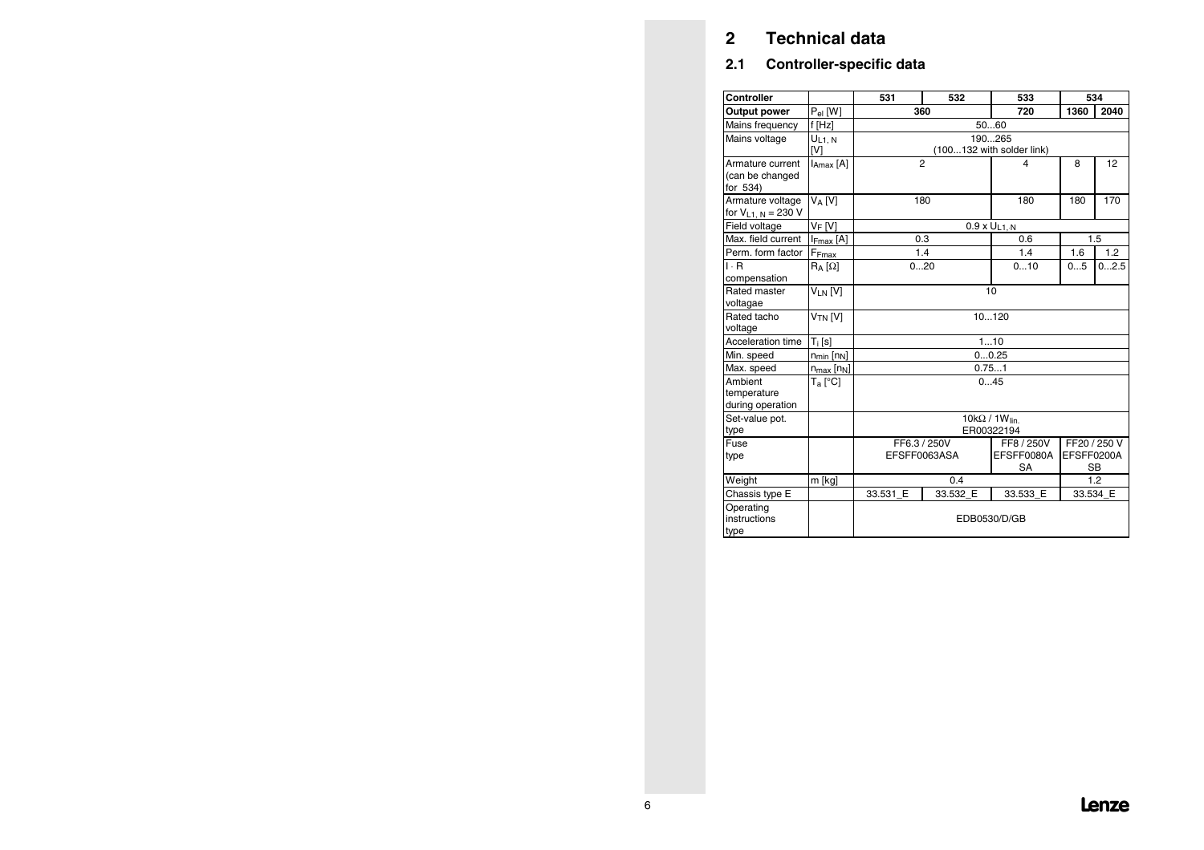# 2 Technical data

## 2.1 Controller-specific data

| Controller | | 531 | 532 | 533 | 534 | |
|---|---|---|---|---|---|---|
| Output power | $P_{el}$ [W] | 360 | | 720 | 1360 | 2040 |
| Mains frequency | f [Hz] | 50...60 | | | | |
| Mains voltage | $U_{L1, N}$ [V] | 190...265 (100...132 with solder link) | | | | |
| Armature current (can be changed for 534) | $I_{Amax}$ [A] | 2 | | 4 | 8 | 12 |
| Armature voltage for $V_{L1, N}$ = 230 V | $V_A$ [V] | 180 | | 180 | 180 | 170 |
| Field voltage | $V_F$ [V] | 0.9 x $U_{L1, N}$ | | | | |
| Max. field current | $I_{Fmax}$ [A] | 0.3 | | 0.6 | 1.5 | |
| Perm. form factor | $F_{Fmax}$ | 1.4 | | 1.4 | 1.6 | 1.2 |
| I · R compensation | $R_A$ [Ω] | 0...20 | | 0...10 | 0...5 | 0...2.5 |
| Rated master voltagae | $V_{LN}$ [V] | 10 | | | | |
| Rated tacho voltage | $V_{TN}$ [V] | 10...120 | | | | |
| Acceleration time | $T_i$ [s] | 1...10 | | | | |
| Min. speed | $n_{min}$ [$n_N$] | 0...0.25 | | | | |
| Max. speed | $n_{max}$ [$n_N$] | 0.75...1 | | | | |
| Ambient temperature during operation | $T_a$ [°C] | 0...45 | | | | |
| Set-value pot. type | | 10kΩ / 1W$_{lin.}$ ER00322194 | | | | |
| Fuse type | | FF6.3 / 250V EFSFF0063ASA | | FF8 / 250V EFSFF0080ASA | FF20 / 250 V EFSFF0200ASB | |
| Weight | m [kg] | 0.4 | | | 1.2 | |
| Chassis type E | | 33.531_E | 33.532_E | 33.533_E | 33.534_E | |
| Operating instructions type | | EDB0530/D/GB | | | | |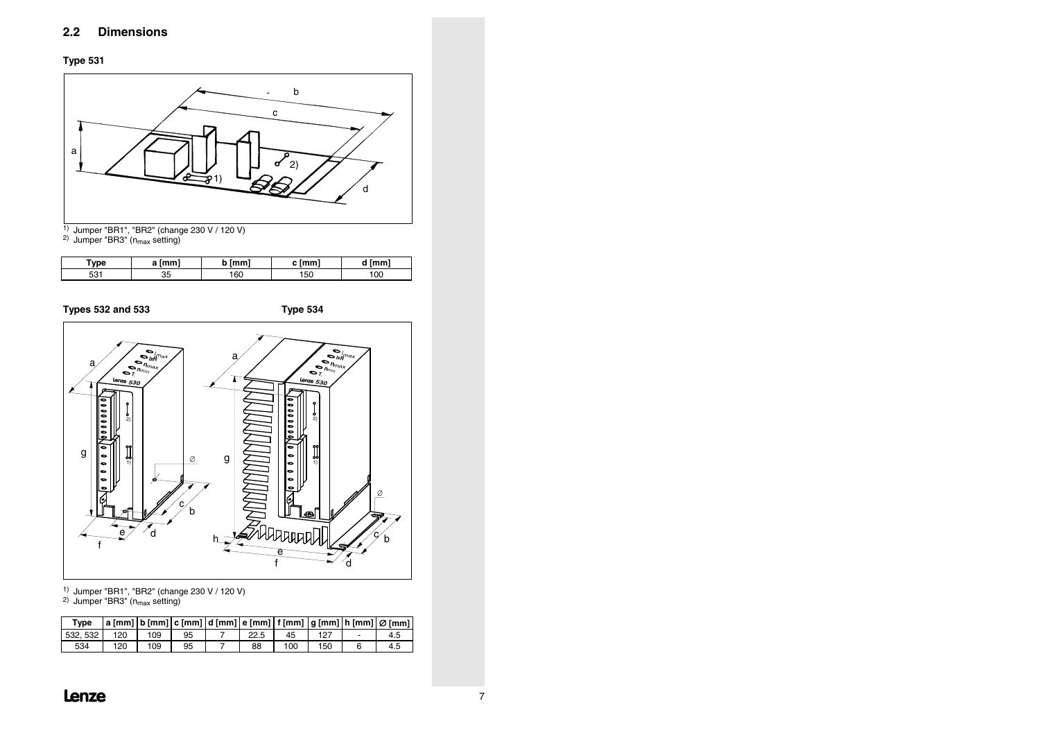## 2.2 Dimensions

**Type 531**

1) Jumper "BR1", "BR2" (change 230 V / 120 V)
2) Jumper "BR3" ($n_{max}$ setting)

| Type | a [mm] | b [mm] | c [mm] | d [mm] |
|---|---|---|---|---|
| 531 | 35 | 160 | 150 | 100 |

**Types 532 and 533** **Type 534**

1) Jumper "BR1", "BR2" (change 230 V / 120 V)
2) Jumper "BR3" ($n_{max}$ setting)

| Type | a [mm] | b [mm] | c [mm] | d [mm] | e [mm] | f [mm] | g [mm] | h [mm] | Ø [mm] |
|---|---|---|---|---|---|---|---|---|---|
| 532, 532 | 120 | 109 | 95 | 7 | 22.5 | 45 | 127 | - | 4.5 |
| 534 | 120 | 109 | 95 | 7 | 88 | 100 | 150 | 6 | 4.5 |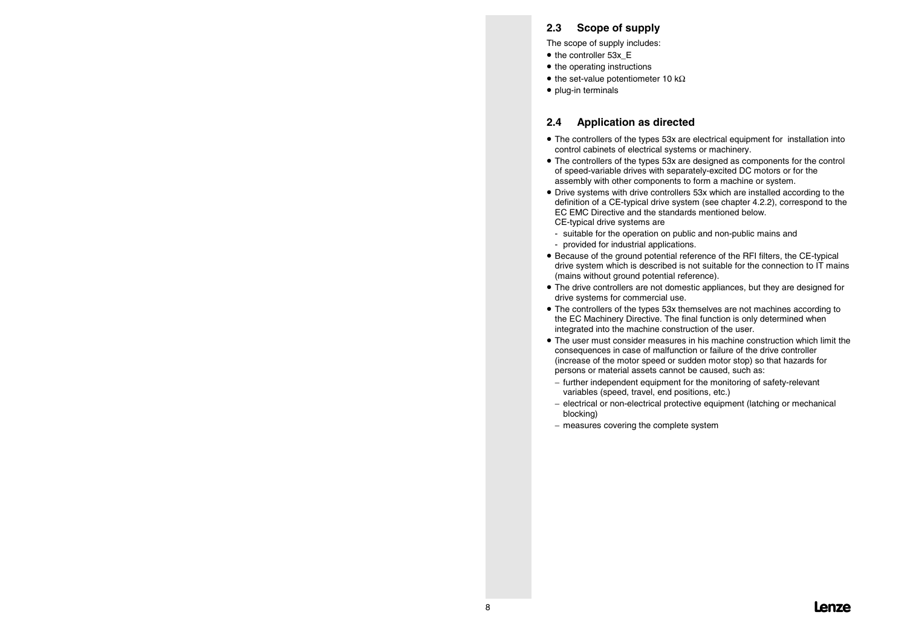## 2.3 Scope of supply

The scope of supply includes:

- the controller 53x_E
- the operating instructions
- the set-value potentiometer 10 kΩ
- plug-in terminals

## 2.4 Application as directed

- The controllers of the types 53x are electrical equipment for installation into control cabinets of electrical systems or machinery.
- The controllers of the types 53x are designed as components for the control of speed-variable drives with separately-excited DC motors or for the assembly with other components to form a machine or system.
- Drive systems with drive controllers 53x which are installed according to the definition of a CE-typical drive system (see chapter 4.2.2), correspond to the EC EMC Directive and the standards mentioned below.
  CE-typical drive systems are
  - suitable for the operation on public and non-public mains and
  - provided for industrial applications.
- Because of the ground potential reference of the RFI filters, the CE-typical drive system which is described is not suitable for the connection to IT mains (mains without ground potential reference).
- The drive controllers are not domestic appliances, but they are designed for drive systems for commercial use.
- The controllers of the types 53x themselves are not machines according to the EC Machinery Directive. The final function is only determined when integrated into the machine construction of the user.
- The user must consider measures in his machine construction which limit the consequences in case of malfunction or failure of the drive controller (increase of the motor speed or sudden motor stop) so that hazards for persons or material assets cannot be caused, such as:
  - further independent equipment for the monitoring of safety-relevant variables (speed, travel, end positions, etc.)
  - electrical or non-electrical protective equipment (latching or mechanical blocking)
  - measures covering the complete system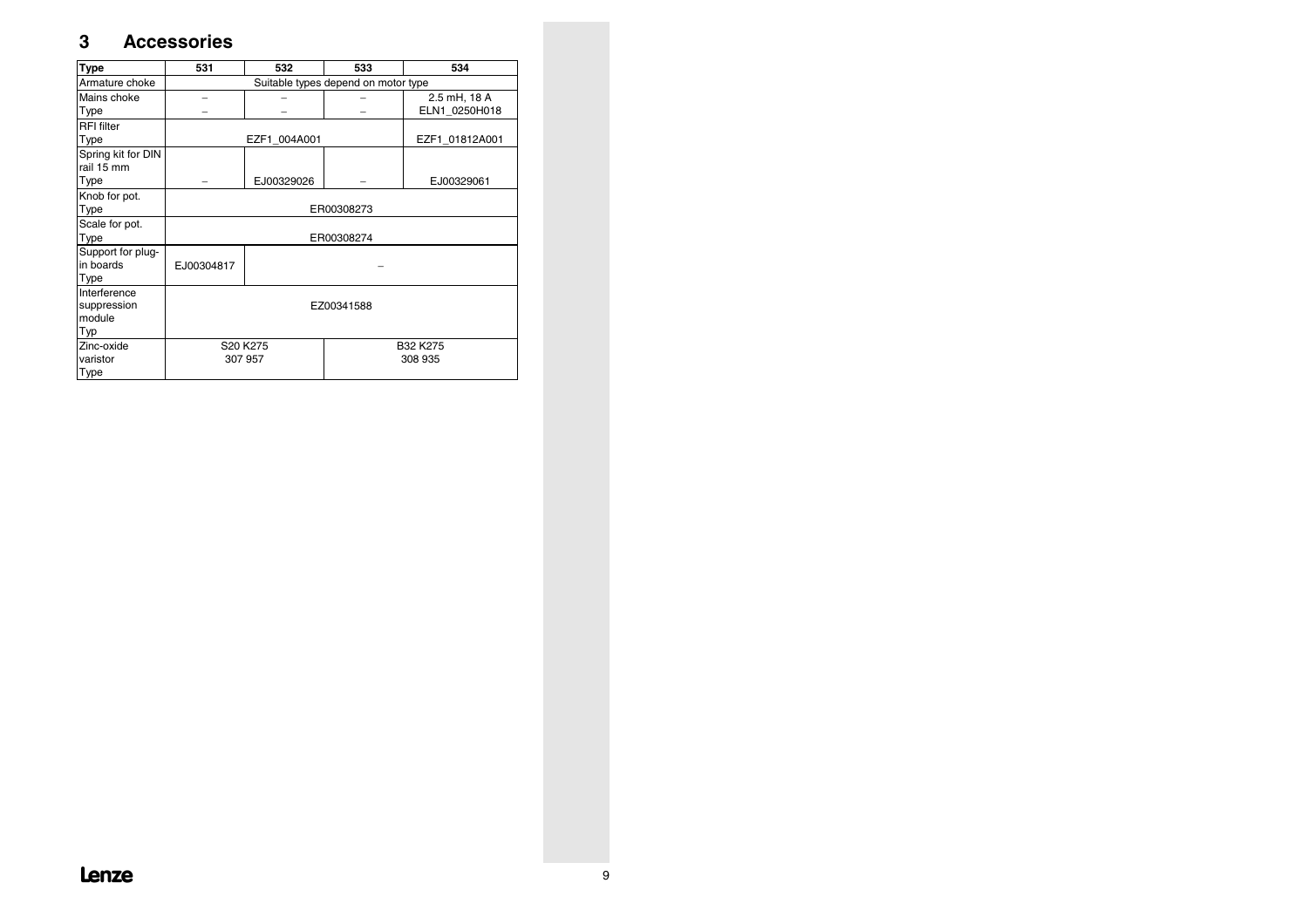# 3 Accessories

| Type | 531 | 532 | 533 | 534 |
|---|---|---|---|---|
| Armature choke | Suitable types depend on motor type | | | |
| Mains choke<br>Type | –<br>– | –<br>– | –<br>– | 2.5 mH, 18 A<br>ELN1_0250H018 |
| RFI filter<br>Type | EZF1_004A001 | | | EZF1_01812A001 |
| Spring kit for DIN rail 15 mm<br>Type | – | EJ00329026 | – | EJ00329061 |
| Knob for pot.<br>Type | ER00308273 | | | |
| Scale for pot.<br>Type | ER00308274 | | | |
| Support for plug-in boards<br>Type | EJ00304817 | – | | |
| Interference suppression module<br>Typ | EZ00341588 | | | |
| Zinc-oxide varistor<br>Type | S20 K275<br>307 957 | | B32 K275<br>308 935 | |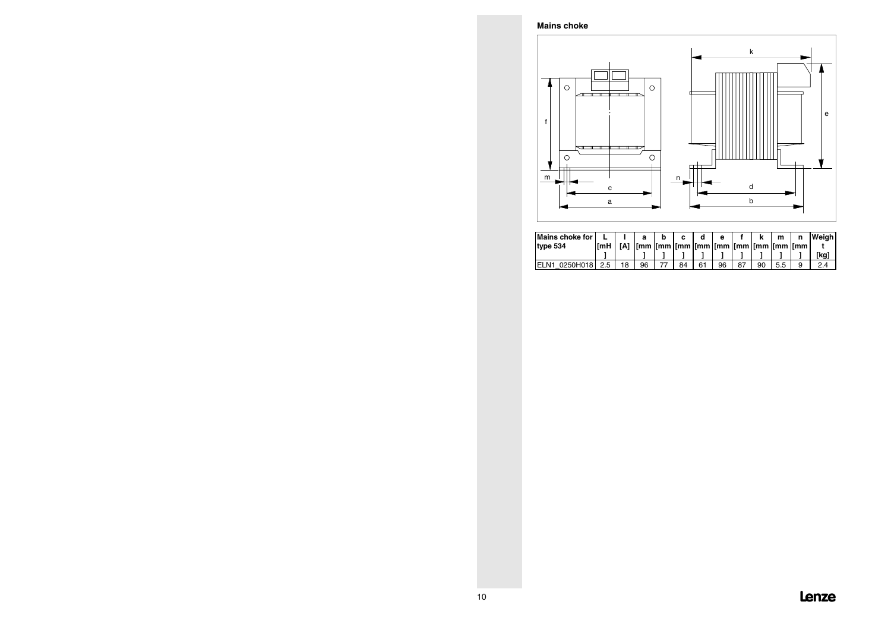## Mains choke

| Mains choke for type 534 | L [mH] | I [A] | a [mm] | b [mm] | c [mm] | d [mm] | e [mm] | f [mm] | k [mm] | m [mm] | n [mm] | Weight [kg] |
|---|---|---|---|---|---|---|---|---|---|---|---|---|
| ELN1_0250H018 | 2.5 | 18 | 96 | 77 | 84 | 61 | 96 | 87 | 90 | 5.5 | 9 | 2.4 |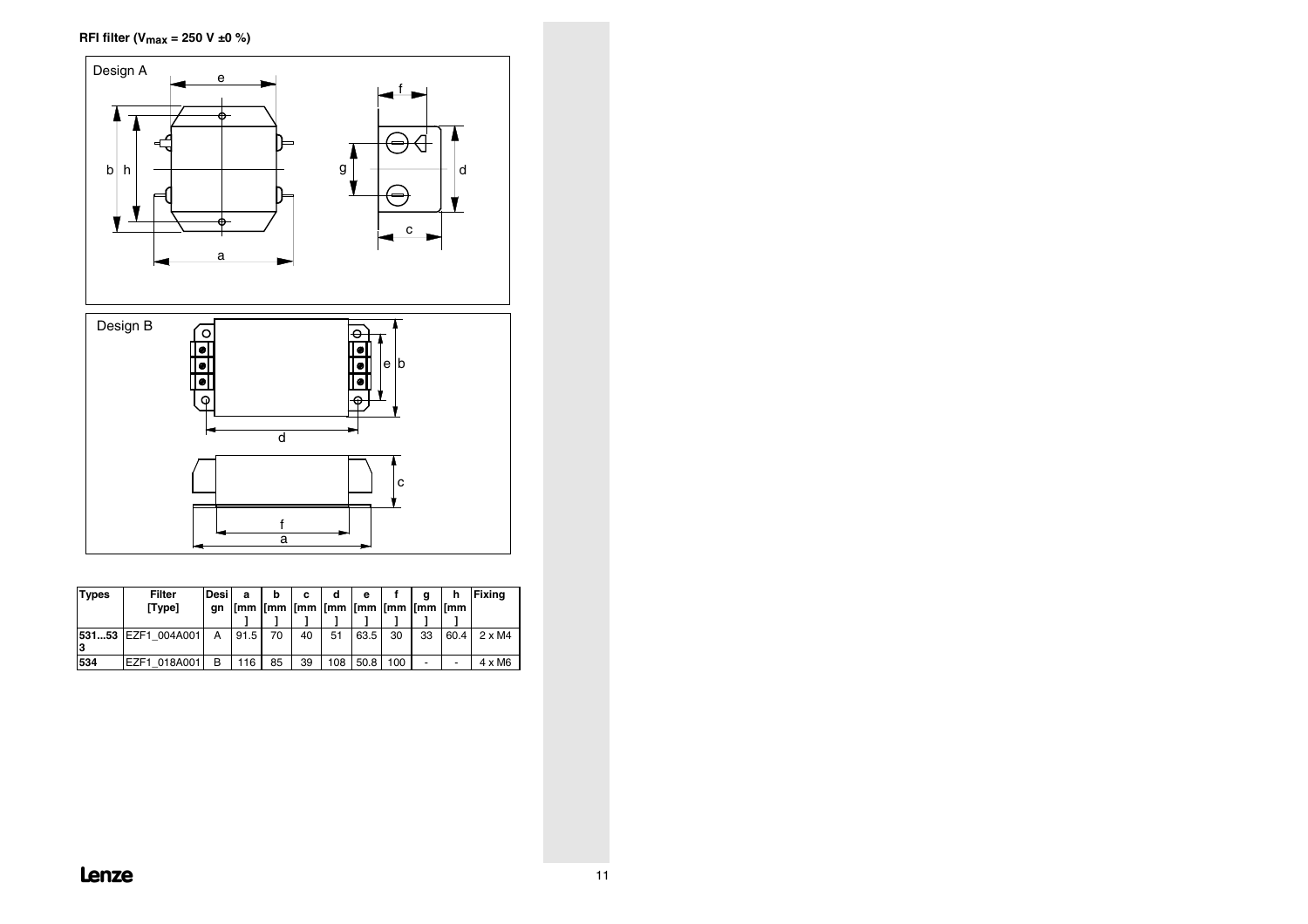**RFI filter ($V_{max}$ = 250 V ±0 %)**

Design A

Design B

| Types | Filter [Type] | Design | a [mm] | b [mm] | c [mm] | d [mm] | e [mm] | f [mm] | g [mm] | h [mm] | Fixing |
|---|---|---|---|---|---|---|---|---|---|---|---|
| **531...533** | EZF1_004A001 | A | 91.5 | 70 | 40 | 51 | 63.5 | 30 | 33 | 60.4 | 2 x M4 |
| **534** | EZF1_018A001 | B | 116 | 85 | 39 | 108 | 50.8 | 100 | - | - | 4 x M6 |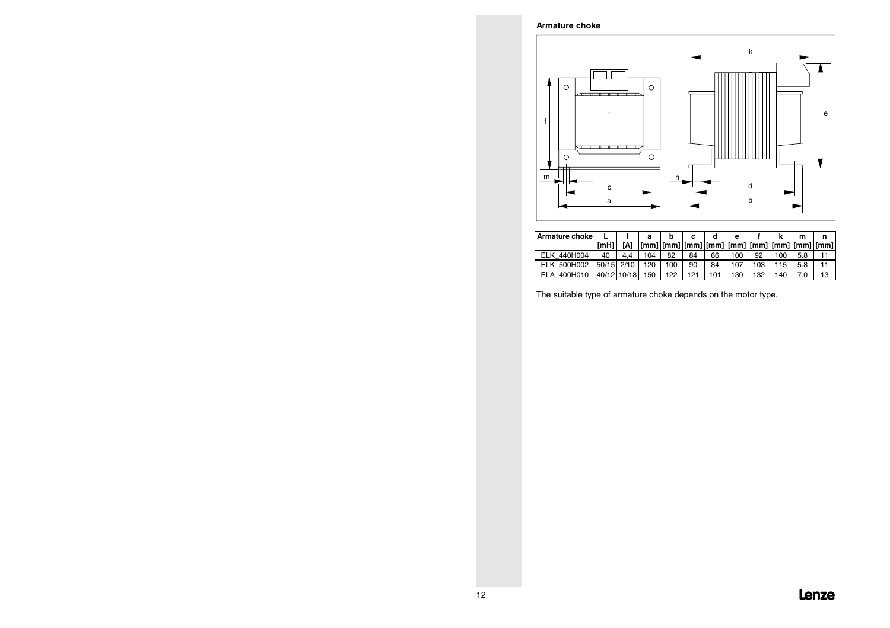**Armature choke**

| Armature choke | L [mH] | I [A] | a [mm] | b [mm] | c [mm] | d [mm] | e [mm] | f [mm] | k [mm] | m [mm] | n [mm] |
|---|---|---|---|---|---|---|---|---|---|---|---|
| ELK_440H004 | 40 | 4,4 | 104 | 82 | 84 | 66 | 100 | 92 | 100 | 5.8 | 11 |
| ELK_500H002 | 50/15 | 2/10 | 120 | 100 | 90 | 84 | 107 | 103 | 115 | 5.8 | 11 |
| ELA_400H010 | 40/12 | 10/18 | 150 | 122 | 121 | 101 | 130 | 132 | 140 | 7.0 | 13 |

The suitable type of armature choke depends on the motor type.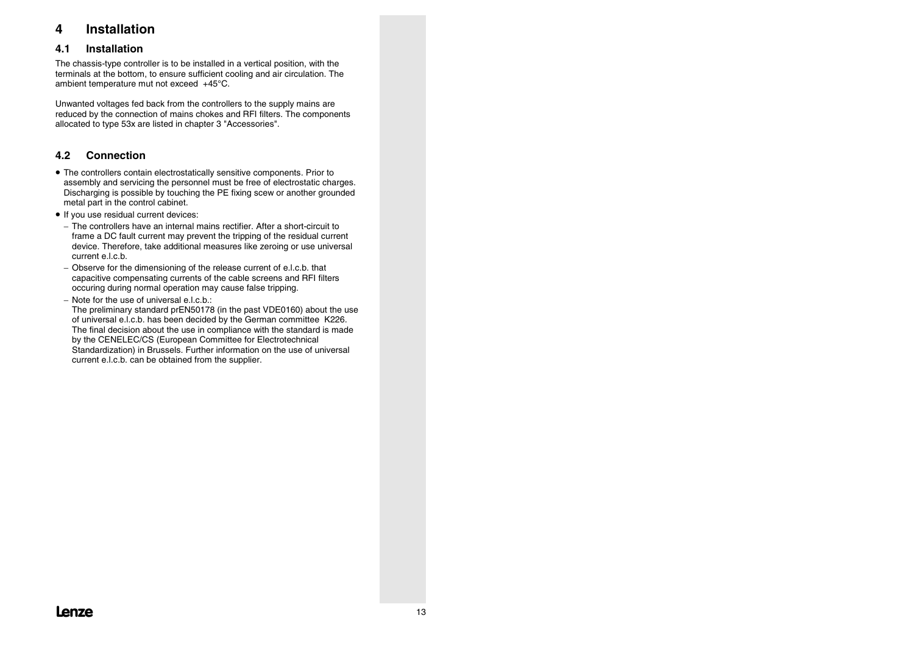# 4 Installation

## 4.1 Installation

The chassis-type controller is to be installed in a vertical position, with the terminals at the bottom, to ensure sufficient cooling and air circulation. The ambient temperature mut not exceed +45°C.

Unwanted voltages fed back from the controllers to the supply mains are reduced by the connection of mains chokes and RFI filters. The components allocated to type 53x are listed in chapter 3 "Accessories".

## 4.2 Connection

- The controllers contain electrostatically sensitive components. Prior to assembly and servicing the personnel must be free of electrostatic charges. Discharging is possible by touching the PE fixing scew or another grounded metal part in the control cabinet.
- If you use residual current devices:
  - The controllers have an internal mains rectifier. After a short-circuit to frame a DC fault current may prevent the tripping of the residual current device. Therefore, take additional measures like zeroing or use universal current e.l.c.b.
  - Observe for the dimensioning of the release current of e.l.c.b. that capacitive compensating currents of the cable screens and RFI filters occuring during normal operation may cause false tripping.
  - Note for the use of universal e.l.c.b.:
    The preliminary standard prEN50178 (in the past VDE0160) about the use of universal e.l.c.b. has been decided by the German committee K226. The final decision about the use in compliance with the standard is made by the CENELEC/CS (European Committee for Electrotechnical Standardization) in Brussels. Further information on the use of universal current e.l.c.b. can be obtained from the supplier.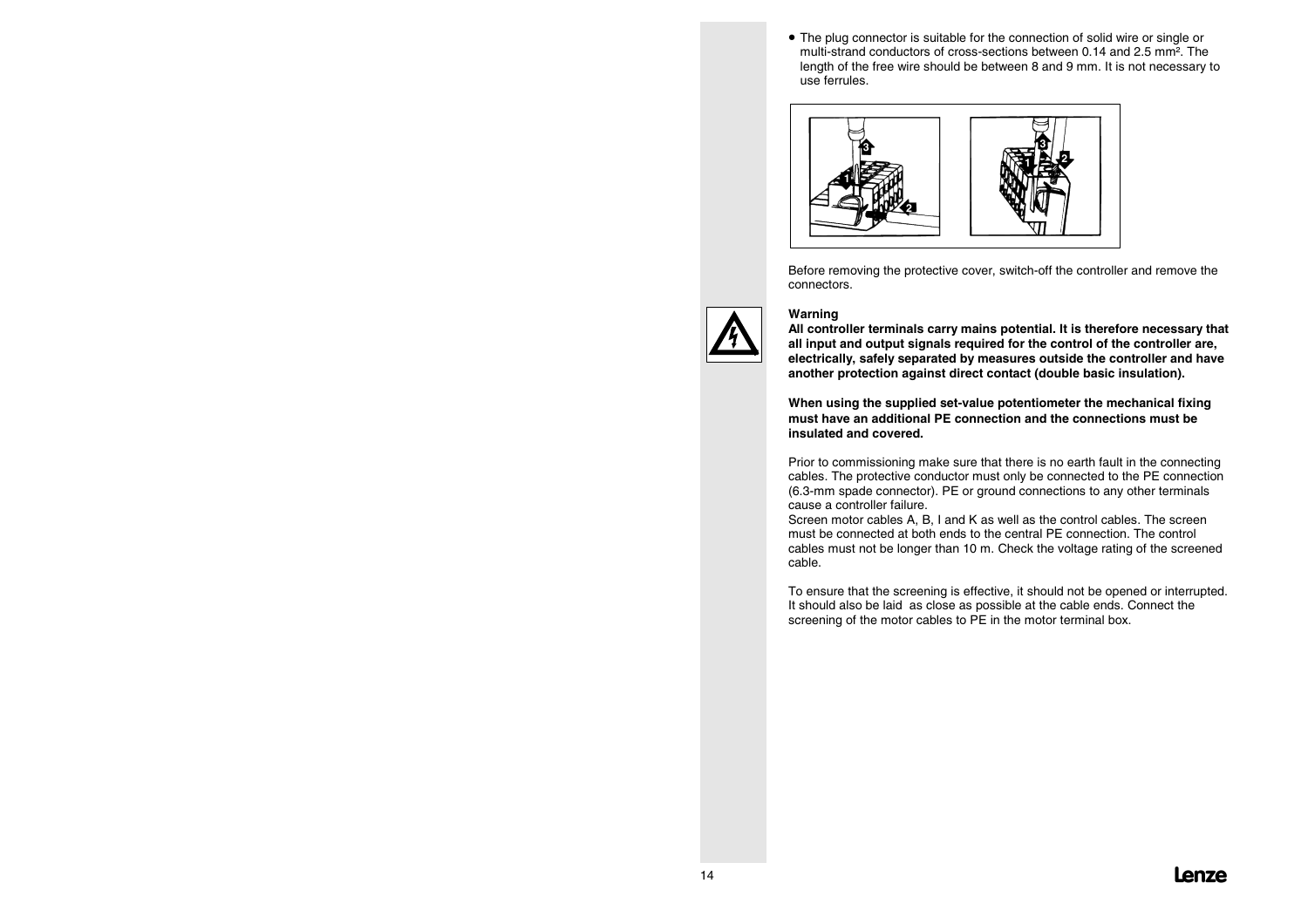- The plug connector is suitable for the connection of solid wire or single or multi-strand conductors of cross-sections between 0.14 and 2.5 mm². The length of the free wire should be between 8 and 9 mm. It is not necessary to use ferrules.

Before removing the protective cover, switch-off the controller and remove the connectors.

**Warning**
**All controller terminals carry mains potential. It is therefore necessary that all input and output signals required for the control of the controller are, electrically, safely separated by measures outside the controller and have another protection against direct contact (double basic insulation).**

**When using the supplied set-value potentiometer the mechanical fixing must have an additional PE connection and the connections must be insulated and covered.**

Prior to commissioning make sure that there is no earth fault in the connecting cables. The protective conductor must only be connected to the PE connection (6.3-mm spade connector). PE or ground connections to any other terminals cause a controller failure.
Screen motor cables A, B, I and K as well as the control cables. The screen must be connected at both ends to the central PE connection. The control cables must not be longer than 10 m. Check the voltage rating of the screened cable.

To ensure that the screening is effective, it should not be opened or interrupted. It should also be laid as close as possible at the cable ends. Connect the screening of the motor cables to PE in the motor terminal box.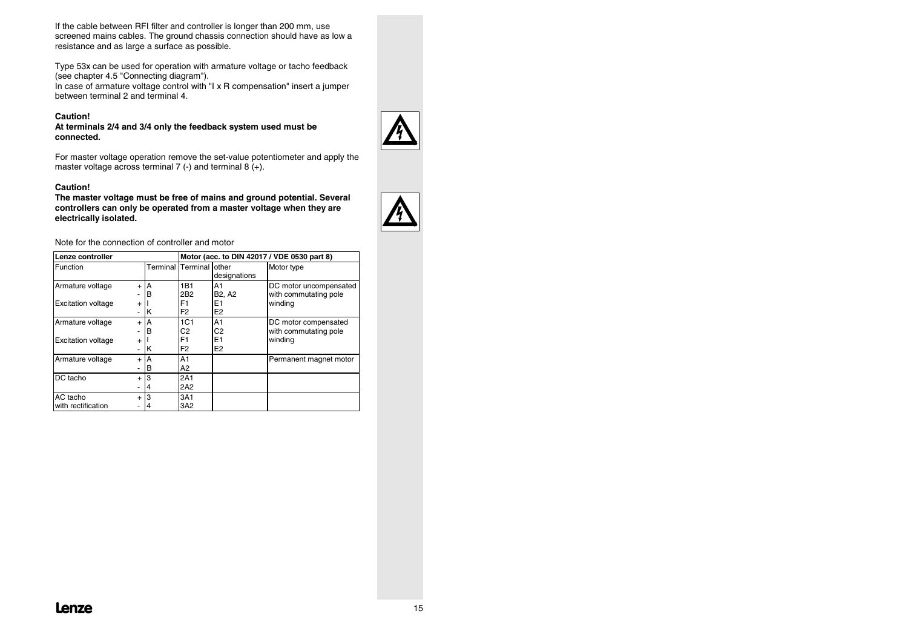If the cable between RFI filter and controller is longer than 200 mm, use screened mains cables. The ground chassis connection should have as low a resistance and as large a surface as possible.

Type 53x can be used for operation with armature voltage or tacho feedback (see chapter 4.5 "Connecting diagram").
In case of armature voltage control with "I x R compensation" insert a jumper between terminal 2 and terminal 4.

**Caution!**
**At terminals 2/4 and 3/4 only the feedback system used must be connected.**

For master voltage operation remove the set-value potentiometer and apply the master voltage across terminal 7 (-) and terminal 8 (+).

**Caution!**
**The master voltage must be free of mains and ground potential. Several controllers can only be operated from a master voltage when they are electrically isolated.**

Note for the connection of controller and motor

| **Lenze controller** | | | **Motor (acc. to DIN 42017 / VDE 0530 part 8)** | | |
|---|---|---|---|---|---|
| Function | | Terminal | Terminal | other designations | Motor type |
| Armature voltage | + | A | 1B1 | A1 | DC motor uncompensated with commutating pole winding |
| | - | B | 2B2 | B2, A2 | |
| Excitation voltage | + | I | F1 | E1 | |
| | - | K | F2 | E2 | |
| Armature voltage | + | A | 1C1 | A1 | DC motor compensated with commutating pole winding |
| | - | B | C2 | C2 | |
| Excitation voltage | + | I | F1 | E1 | |
| | - | K | F2 | E2 | |
| Armature voltage | + | A | A1 | | Permanent magnet motor |
| | - | B | A2 | | |
| DC tacho | + | 3 | 2A1 | | |
| | - | 4 | 2A2 | | |
| AC tacho with rectification | + | 3 | 3A1 | | |
| | - | 4 | 3A2 | | |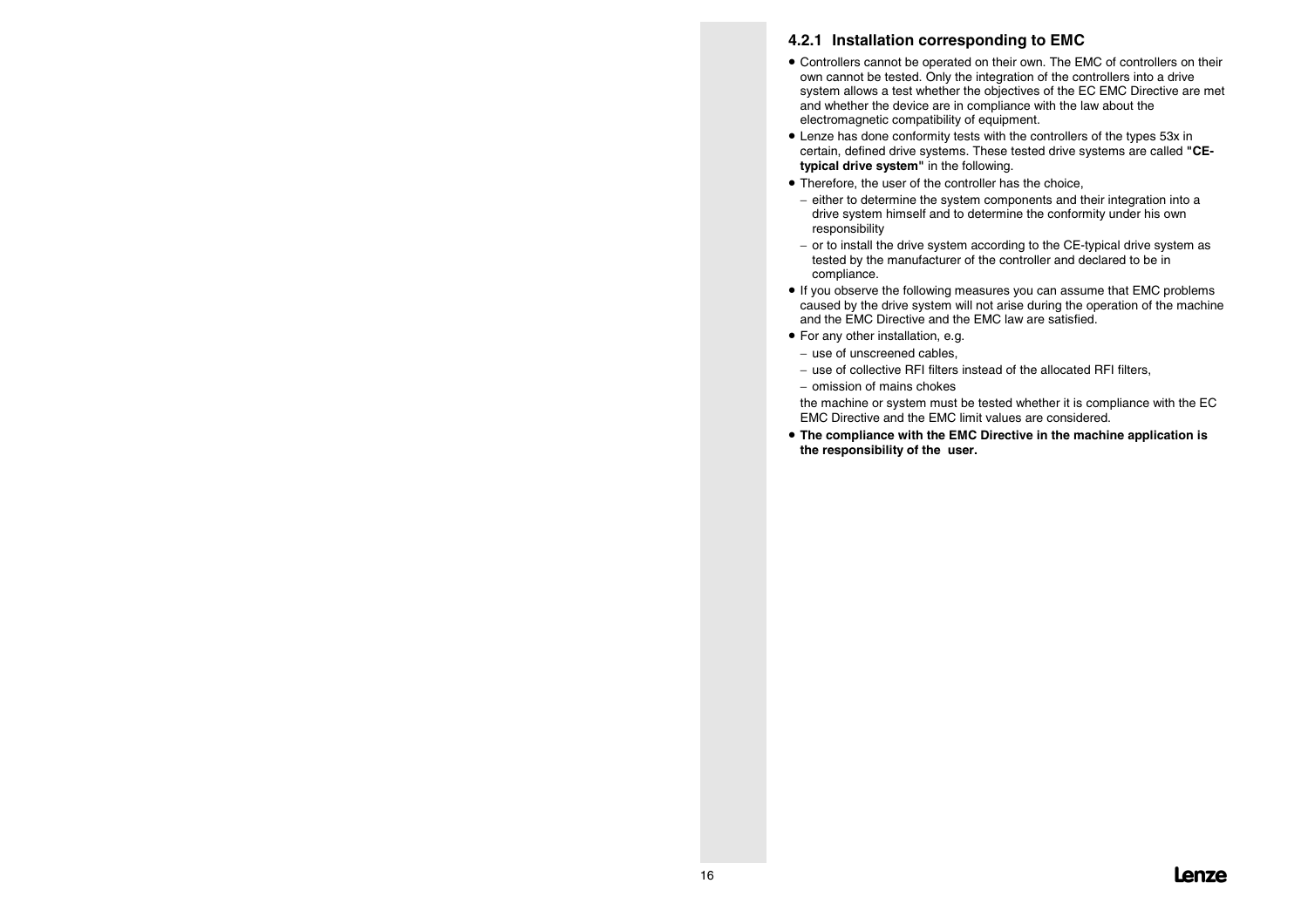### 4.2.1 Installation corresponding to EMC

- Controllers cannot be operated on their own. The EMC of controllers on their own cannot be tested. Only the integration of the controllers into a drive system allows a test whether the objectives of the EC EMC Directive are met and whether the device are in compliance with the law about the electromagnetic compatibility of equipment.
- Lenze has done conformity tests with the controllers of the types 53x in certain, defined drive systems. These tested drive systems are called **"CE-typical drive system"** in the following.
- Therefore, the user of the controller has the choice,
  - either to determine the system components and their integration into a drive system himself and to determine the conformity under his own responsibility
  - or to install the drive system according to the CE-typical drive system as tested by the manufacturer of the controller and declared to be in compliance.
- If you observe the following measures you can assume that EMC problems caused by the drive system will not arise during the operation of the machine and the EMC Directive and the EMC law are satisfied.
- For any other installation, e.g.
  - use of unscreened cables,
  - use of collective RFI filters instead of the allocated RFI filters,
  - omission of mains chokes

  the machine or system must be tested whether it is compliance with the EC EMC Directive and the EMC limit values are considered.
- **The compliance with the EMC Directive in the machine application is the responsibility of the user.**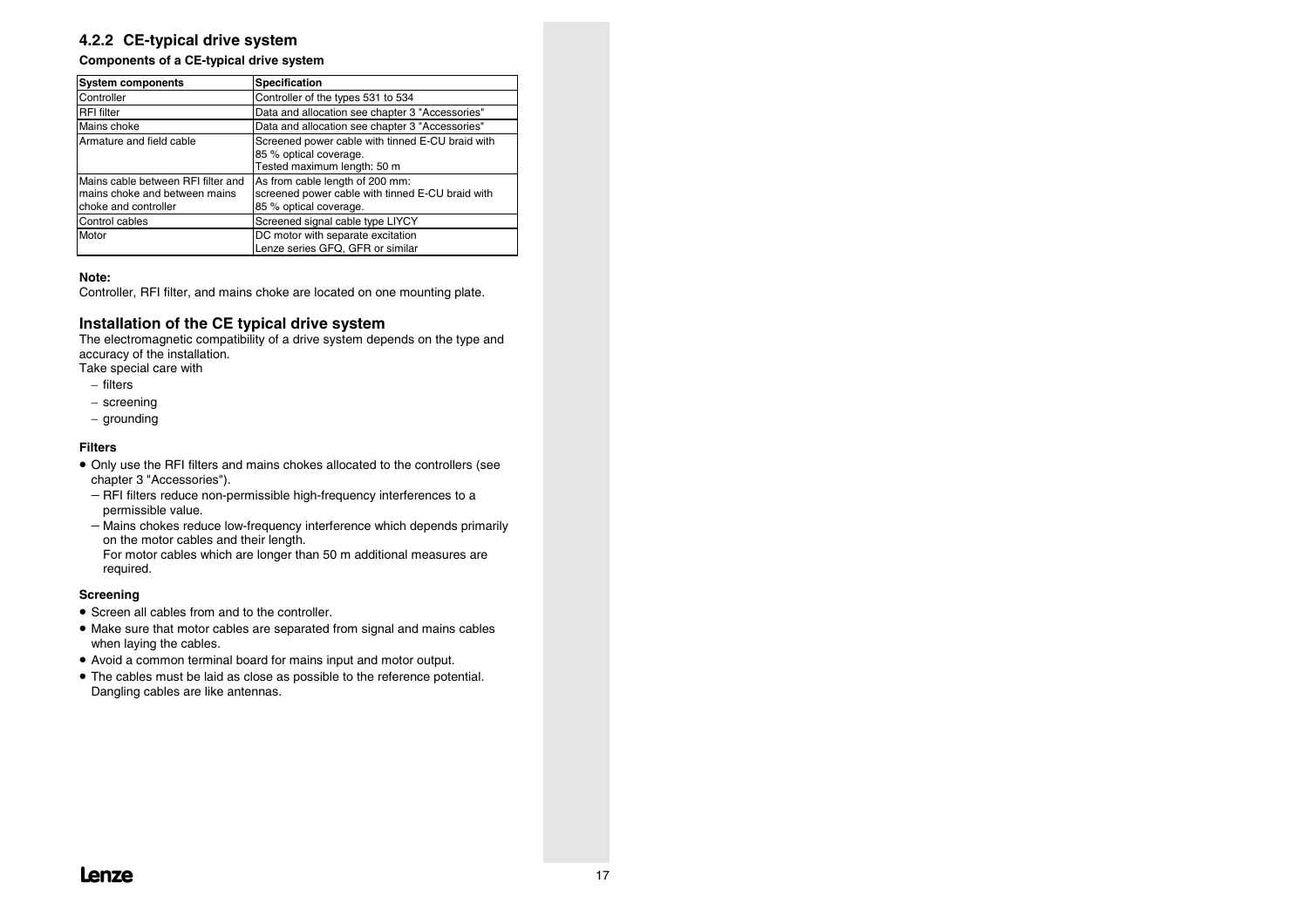### 4.2.2 CE-typical drive system

**Components of a CE-typical drive system**

| System components | Specification |
|---|---|
| Controller | Controller of the types 531 to 534 |
| RFI filter | Data and allocation see chapter 3 "Accessories" |
| Mains choke | Data and allocation see chapter 3 "Accessories" |
| Armature and field cable | Screened power cable with tinned E-CU braid with 85 % optical coverage. Tested maximum length: 50 m |
| Mains cable between RFI filter and mains choke and between mains choke and controller | As from cable length of 200 mm: screened power cable with tinned E-CU braid with 85 % optical coverage. |
| Control cables | Screened signal cable type LIYCY |
| Motor | DC motor with separate excitation Lenze series GFQ, GFR or similar |

**Note:**
Controller, RFI filter, and mains choke are located on one mounting plate.

### Installation of the CE typical drive system

The electromagnetic compatibility of a drive system depends on the type and accuracy of the installation.
Take special care with

- filters
- screening
- grounding

**Filters**

- Only use the RFI filters and mains chokes allocated to the controllers (see chapter 3 "Accessories").
  - RFI filters reduce non-permissible high-frequency interferences to a permissible value.
  - Mains chokes reduce low-frequency interference which depends primarily on the motor cables and their length.
    For motor cables which are longer than 50 m additional measures are required.

**Screening**

- Screen all cables from and to the controller.
- Make sure that motor cables are separated from signal and mains cables when laying the cables.
- Avoid a common terminal board for mains input and motor output.
- The cables must be laid as close as possible to the reference potential. Dangling cables are like antennas.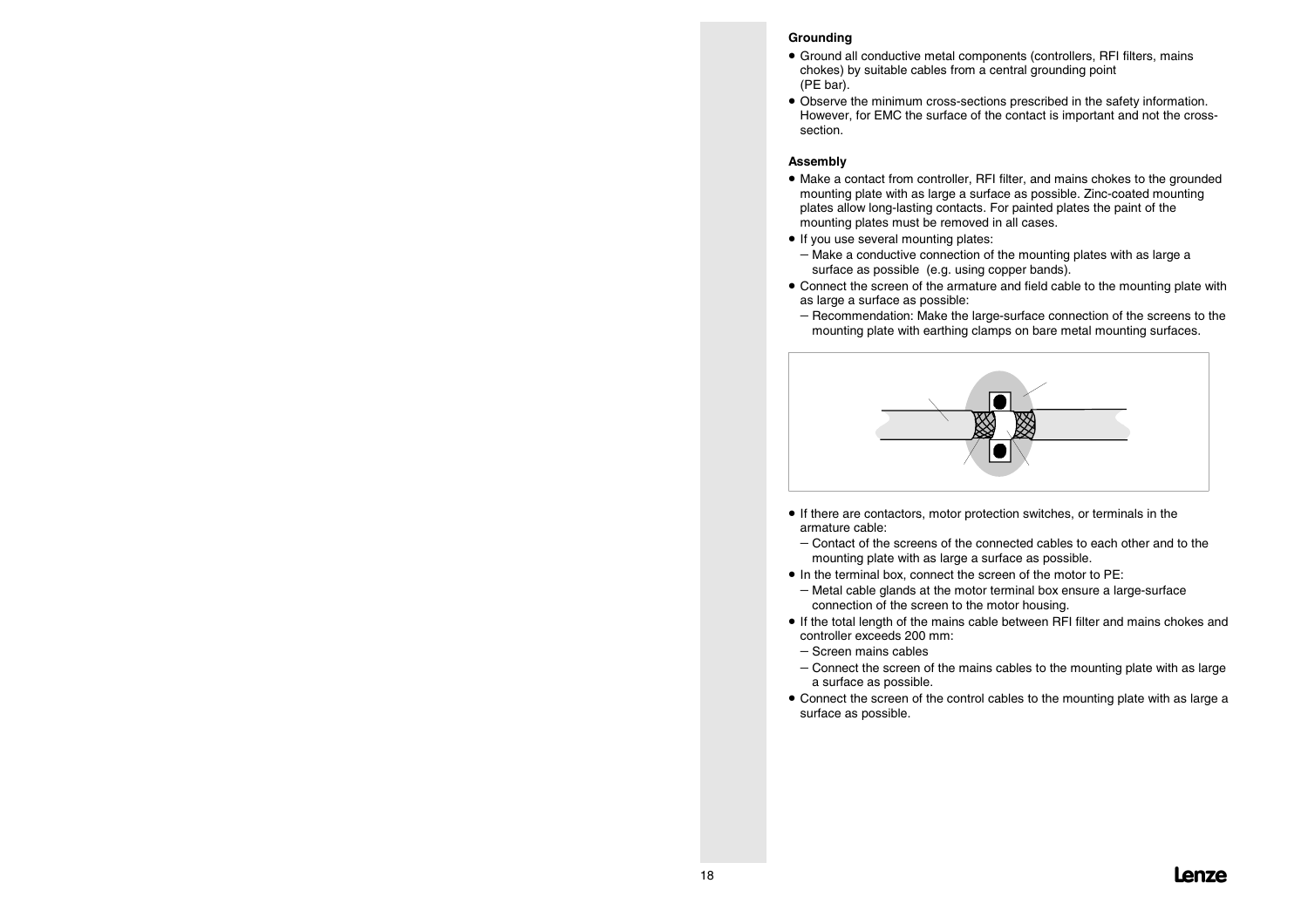**Grounding**

- Ground all conductive metal components (controllers, RFI filters, mains chokes) by suitable cables from a central grounding point (PE bar).
- Observe the minimum cross-sections prescribed in the safety information. However, for EMC the surface of the contact is important and not the cross-section.

**Assembly**

- Make a contact from controller, RFI filter, and mains chokes to the grounded mounting plate with as large a surface as possible. Zinc-coated mounting plates allow long-lasting contacts. For painted plates the paint of the mounting plates must be removed in all cases.
- If you use several mounting plates:
  - Make a conductive connection of the mounting plates with as large a surface as possible (e.g. using copper bands).
- Connect the screen of the armature and field cable to the mounting plate with as large a surface as possible:
  - Recommendation: Make the large-surface connection of the screens to the mounting plate with earthing clamps on bare metal mounting surfaces.

- If there are contactors, motor protection switches, or terminals in the armature cable:
  - Contact of the screens of the connected cables to each other and to the mounting plate with as large a surface as possible.
- In the terminal box, connect the screen of the motor to PE:
  - Metal cable glands at the motor terminal box ensure a large-surface connection of the screen to the motor housing.
- If the total length of the mains cable between RFI filter and mains chokes and controller exceeds 200 mm:
  - Screen mains cables
  - Connect the screen of the mains cables to the mounting plate with as large a surface as possible.
- Connect the screen of the control cables to the mounting plate with as large a surface as possible.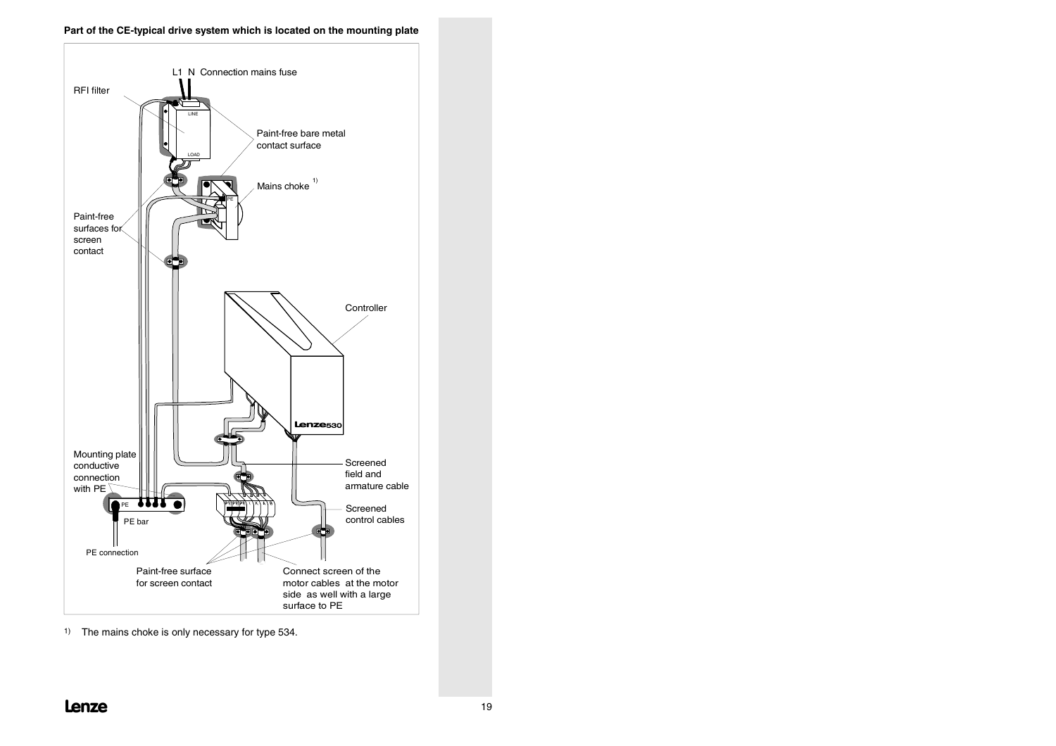**Part of the CE-typical drive system which is located on the mounting plate**

L1 N Connection mains fuse

RFI filter

LINE

LOAD

Paint-free bare metal contact surface

Mains choke [1)]

PE

Paint-free surfaces for screen contact

Controller

Lenze 530

Mounting plate conductive connection with PE

Screened field and armature cable

Screened control cables

PE

PE bar

PE connection

Paint-free surface for screen contact

Connect screen of the motor cables at the motor side as well with a large surface to PE

1) The mains choke is only necessary for type 534.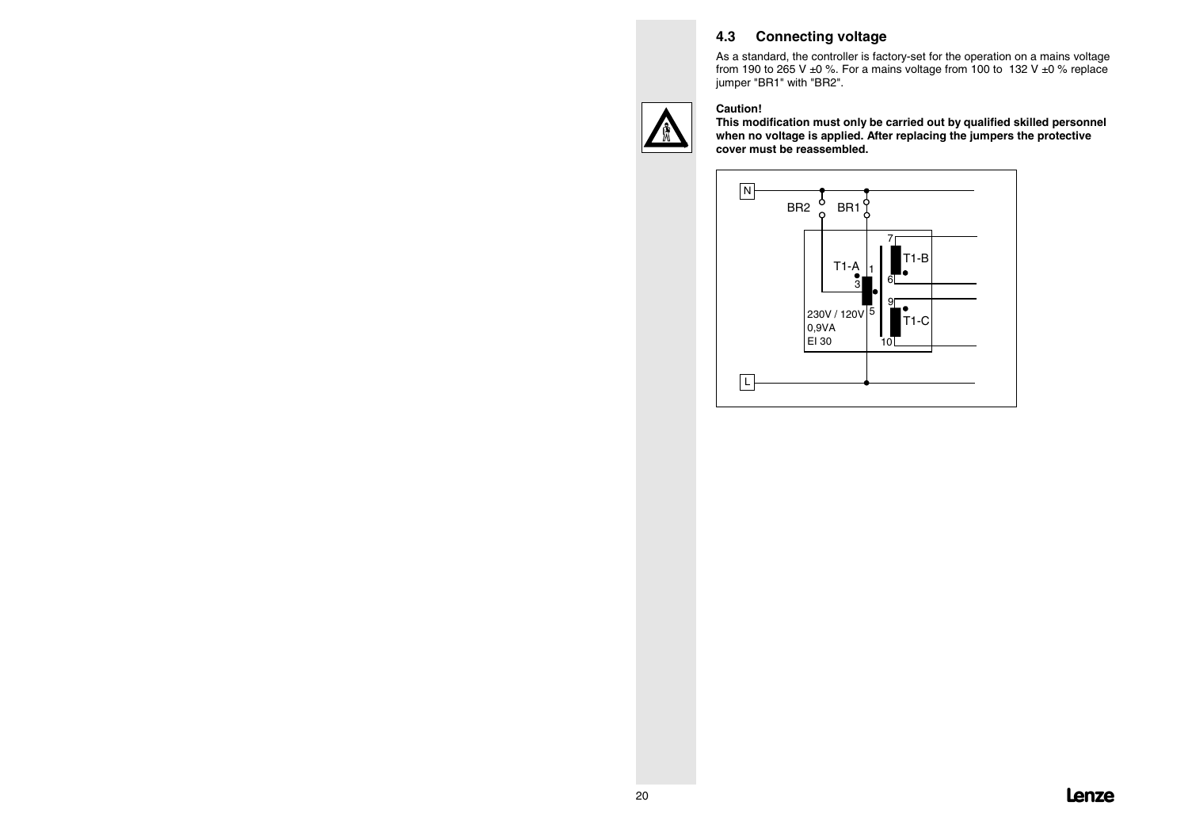## 4.3 Connecting voltage

As a standard, the controller is factory-set for the operation on a mains voltage from 190 to 265 V ±0 %. For a mains voltage from 100 to  132 V ±0 % replace jumper "BR1" with "BR2".

**Caution!**
**This modification must only be carried out by qualified skilled personnel when no voltage is applied. After replacing the jumpers the protective cover must be reassembled.**

N

BR2 BR1

T1-A

T1-B

T1-C

1 3 5 6 7 9 10

230V / 120V
0,9VA
EI 30

L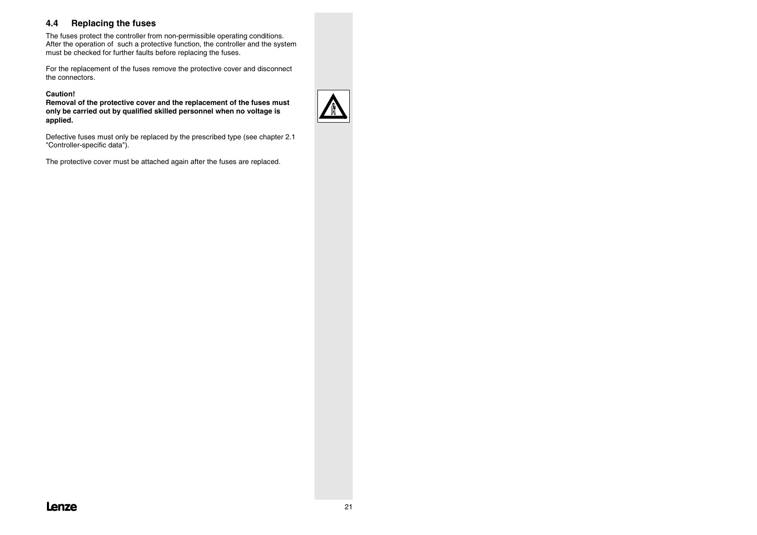## 4.4 Replacing the fuses

The fuses protect the controller from non-permissible operating conditions. After the operation of  such a protective function, the controller and the system must be checked for further faults before replacing the fuses.

For the replacement of the fuses remove the protective cover and disconnect the connectors.

**Caution!**
**Removal of the protective cover and the replacement of the fuses must only be carried out by qualified skilled personnel when no voltage is applied.**

Defective fuses must only be replaced by the prescribed type (see chapter 2.1 "Controller-specific data").

The protective cover must be attached again after the fuses are replaced.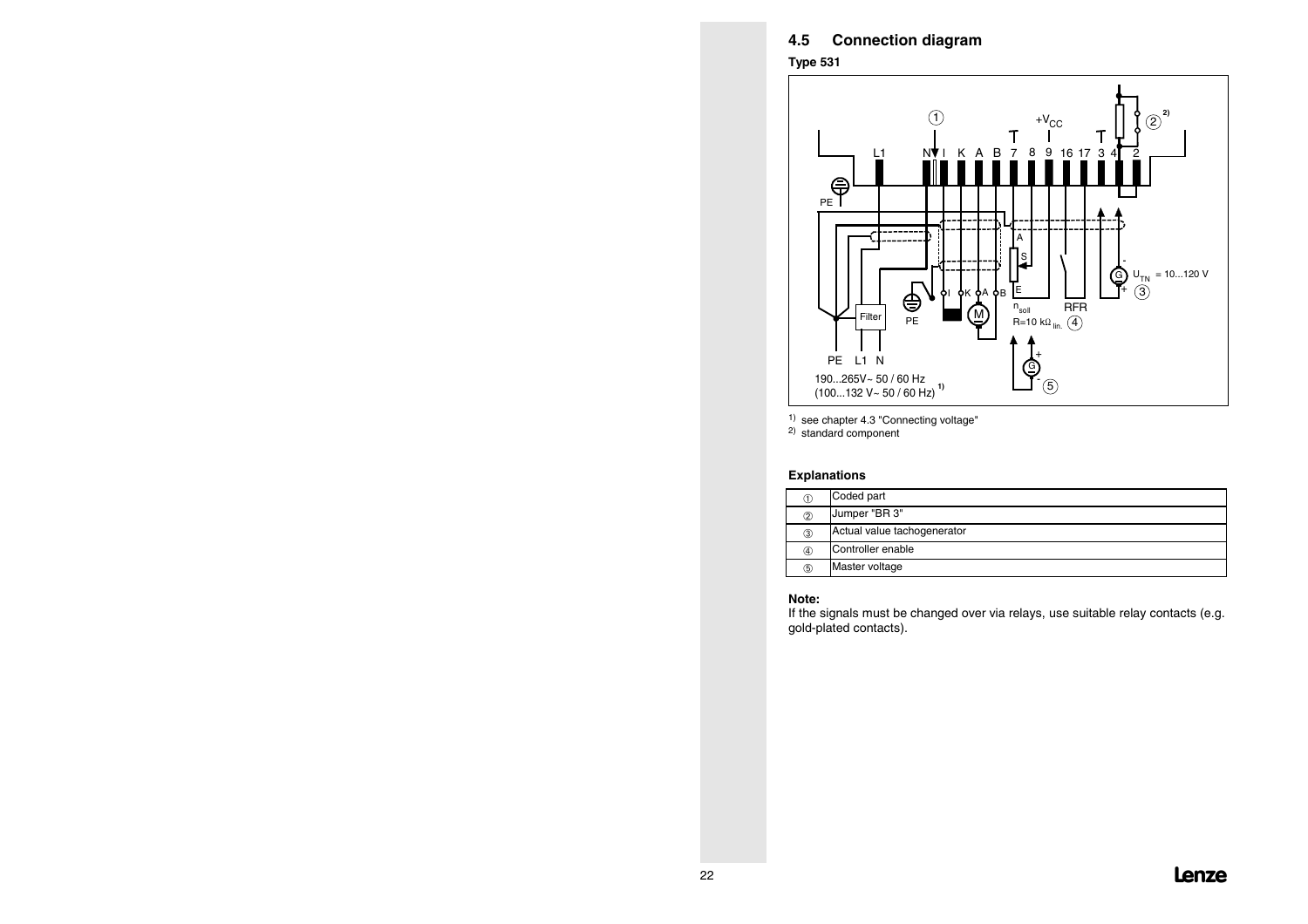## 4.5 Connection diagram

**Type 531**

[1] see chapter 4.3 "Connecting voltage"
[2] standard component

**Explanations**

| | |
|---|---|
| ① | Coded part |
| ② | Jumper "BR 3" |
| ③ | Actual value tachogenerator |
| ④ | Controller enable |
| ⑤ | Master voltage |

**Note:**
If the signals must be changed over via relays, use suitable relay contacts (e.g. gold-plated contacts).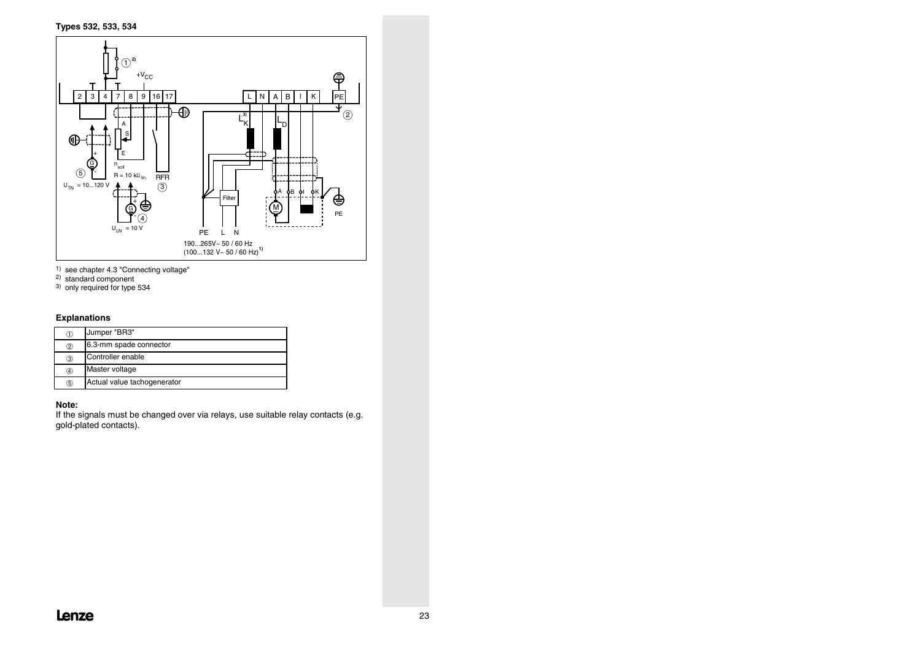**Types 532, 533, 534**

1) see chapter 4.3 "Connecting voltage"
2) standard component
3) only required for type 534

### Explanations

| | |
|---|---|
| ① | Jumper "BR3" |
| ② | 6.3-mm spade connector |
| ③ | Controller enable |
| ④ | Master voltage |
| ⑤ | Actual value tachogenerator |

**Note:**
If the signals must be changed over via relays, use suitable relay contacts (e.g. gold-plated contacts).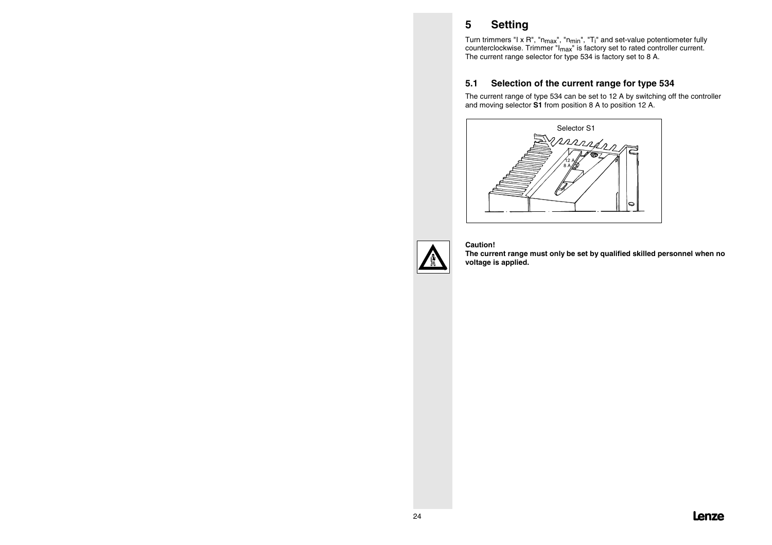# 5 Setting

Turn trimmers "I x R", "$n_{max}$", "$n_{min}$", "$T_i$" and set-value potentiometer fully counterclockwise. Trimmer "$I_{max}$" is factory set to rated controller current. The current range selector for type 534 is factory set to 8 A.

## 5.1 Selection of the current range for type 534

The current range of type 534 can be set to 12 A by switching off the controller and moving selector **S1** from position 8 A to position 12 A.

Selector S1

12 A

8 A

**Caution!**

**The current range must only be set by qualified skilled personnel when no voltage is applied.**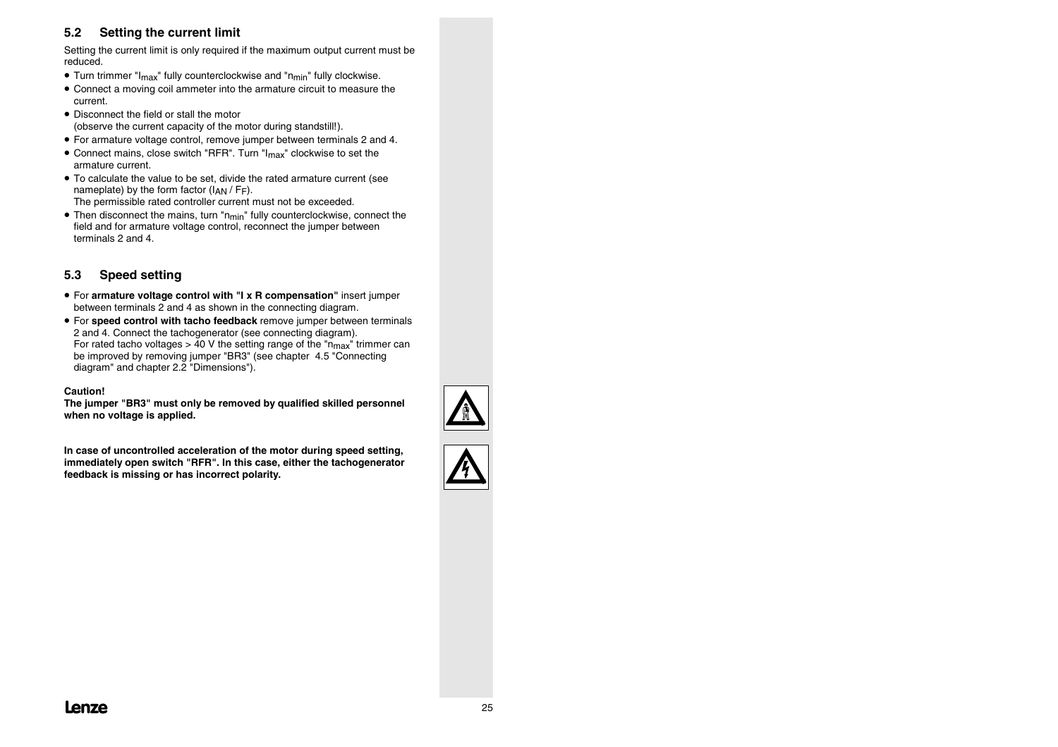## 5.2 Setting the current limit

Setting the current limit is only required if the maximum output current must be reduced.

- Turn trimmer "$I_{max}$" fully counterclockwise and "$n_{min}$" fully clockwise.
- Connect a moving coil ammeter into the armature circuit to measure the current.
- Disconnect the field or stall the motor (observe the current capacity of the motor during standstill!).
- For armature voltage control, remove jumper between terminals 2 and 4.
- Connect mains, close switch "RFR". Turn "$I_{max}$" clockwise to set the armature current.
- To calculate the value to be set, divide the rated armature current (see nameplate) by the form factor ($I_{AN}$ / $F_F$). The permissible rated controller current must not be exceeded.
- Then disconnect the mains, turn "$n_{min}$" fully counterclockwise, connect the field and for armature voltage control, reconnect the jumper between terminals 2 and 4.

## 5.3 Speed setting

- For **armature voltage control with "I x R compensation"** insert jumper between terminals 2 and 4 as shown in the connecting diagram.
- For **speed control with tacho feedback** remove jumper between terminals 2 and 4. Connect the tachogenerator (see connecting diagram). For rated tacho voltages > 40 V the setting range of the "$n_{max}$" trimmer can be improved by removing jumper "BR3" (see chapter 4.5 "Connecting diagram" and chapter 2.2 "Dimensions").

**Caution!**
**The jumper "BR3" must only be removed by qualified skilled personnel when no voltage is applied.**

**In case of uncontrolled acceleration of the motor during speed setting, immediately open switch "RFR". In this case, either the tachogenerator feedback is missing or has incorrect polarity.**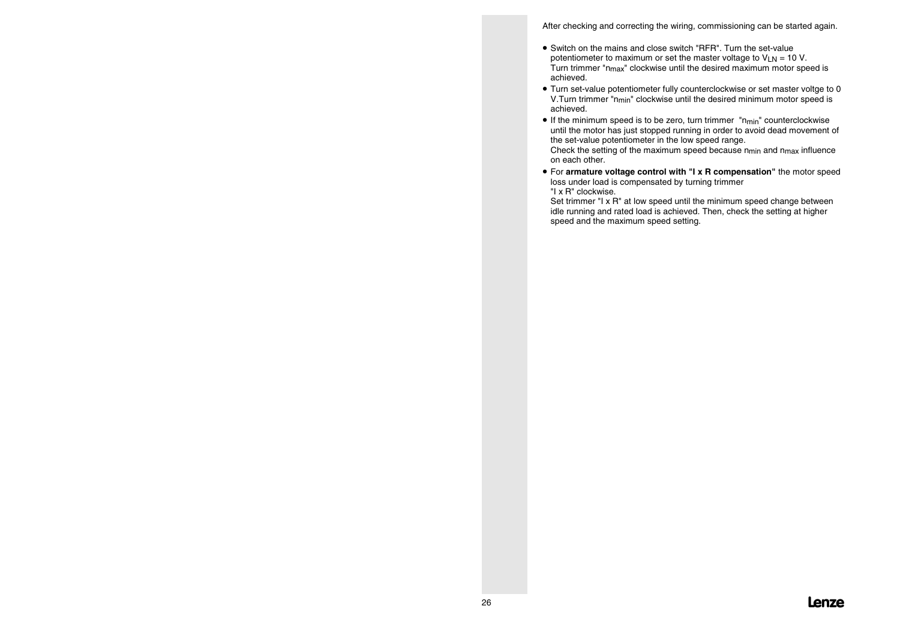After checking and correcting the wiring, commissioning can be started again.

- Switch on the mains and close switch "RFR". Turn the set-value potentiometer to maximum or set the master voltage to $V_{LN}$ = 10 V. Turn trimmer "$n_{max}$" clockwise until the desired maximum motor speed is achieved.
- Turn set-value potentiometer fully counterclockwise or set master voltge to 0 V.Turn trimmer "$n_{min}$" clockwise until the desired minimum motor speed is achieved.
- If the minimum speed is to be zero, turn trimmer "$n_{min}$" counterclockwise until the motor has just stopped running in order to avoid dead movement of the set-value potentiometer in the low speed range.
  Check the setting of the maximum speed because $n_{min}$ and $n_{max}$ influence on each other.
- For **armature voltage control with "I x R compensation"** the motor speed loss under load is compensated by turning trimmer "I x R" clockwise.
  Set trimmer "I x R" at low speed until the minimum speed change between idle running and rated load is achieved. Then, check the setting at higher speed and the maximum speed setting.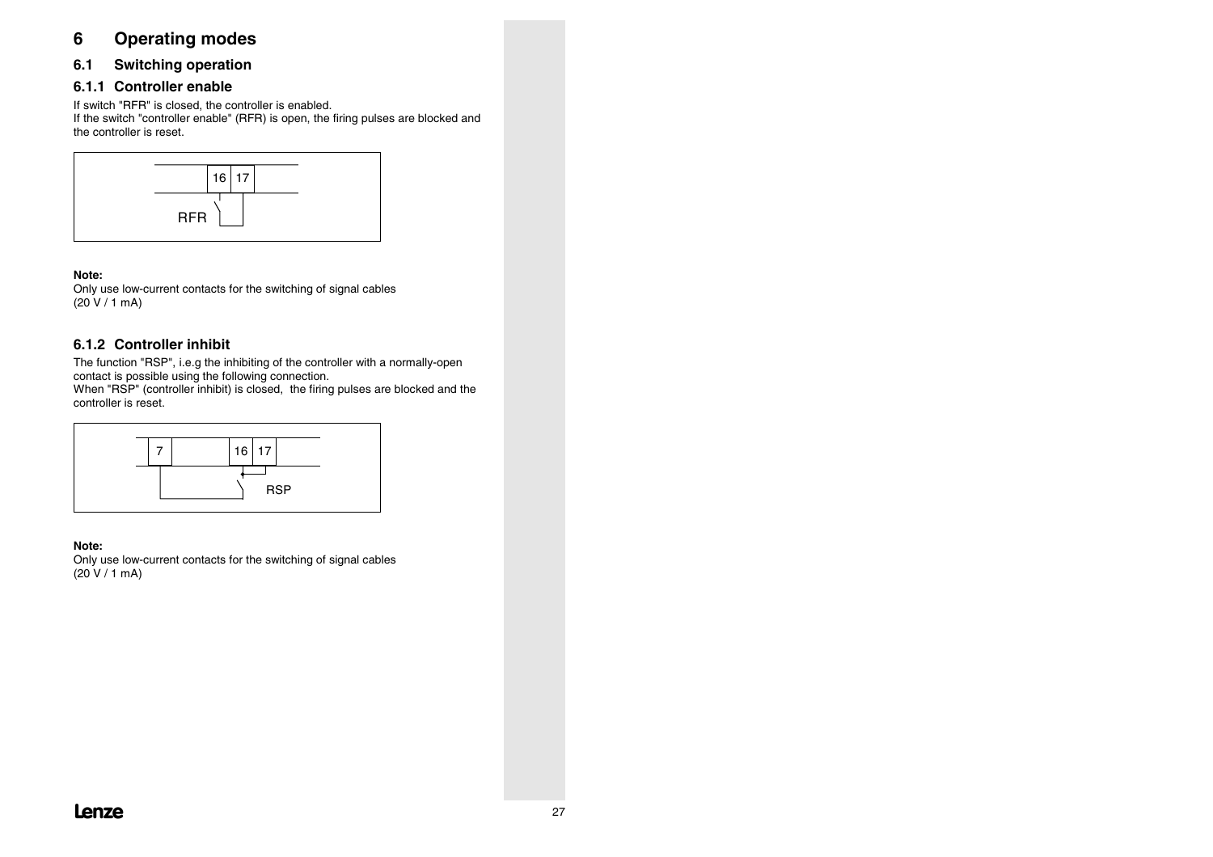# 6 Operating modes

## 6.1 Switching operation

### 6.1.1 Controller enable

If switch "RFR" is closed, the controller is enabled.
If the switch "controller enable" (RFR) is open, the firing pulses are blocked and the controller is reset.

**Note:**
Only use low-current contacts for the switching of signal cables
(20 V / 1 mA)

### 6.1.2 Controller inhibit

The function "RSP", i.e.g the inhibiting of the controller with a normally-open contact is possible using the following connection.
When "RSP" (controller inhibit) is closed, the firing pulses are blocked and the controller is reset.

**Note:**
Only use low-current contacts for the switching of signal cables
(20 V / 1 mA)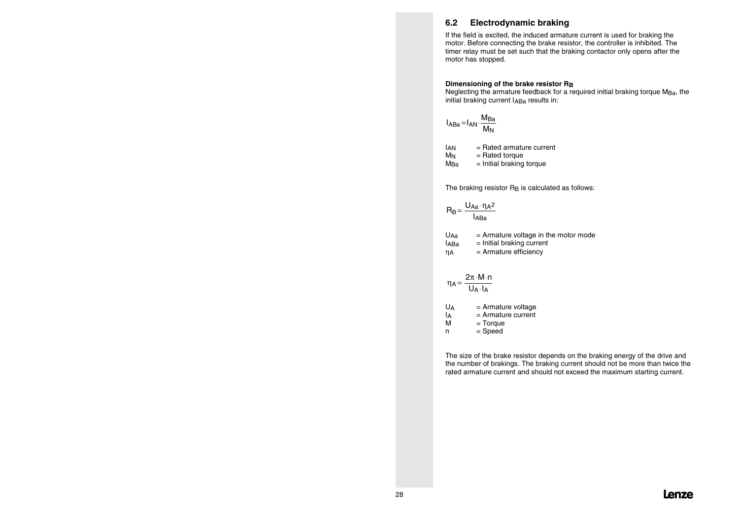## 6.2 Electrodynamic braking

If the field is excited, the induced armature current is used for braking the motor. Before connecting the brake resistor, the controller is inhibited. The timer relay must be set such that the braking contactor only opens after the motor has stopped.

**Dimensioning of the brake resistor $R_B$**

Neglecting the armature feedback for a required initial braking torque $M_{Ba}$, the initial braking current $I_{ABa}$ results in:

$$I_{ABa} = I_{AN} \cdot \frac{M_{Ba}}{M_N}$$

$I_{AN}$ = Rated armature current
$M_N$ = Rated torque
$M_{Ba}$ = Initial braking torque

The braking resistor $R_B$ is calculated as follows:

$$R_B = \frac{U_{Aa} \cdot \eta_A{}^2}{I_{ABa}}$$

$U_{Aa}$ = Armature voltage in the motor mode
$I_{ABa}$ = Initial braking current
$\eta_A$ = Armature efficiency

$$\eta_A = \frac{2\pi \cdot M \cdot n}{U_A \cdot I_A}$$

$U_A$ = Armature voltage
$I_A$ = Armature current
$M$ = Torque
$n$ = Speed

The size of the brake resistor depends on the braking energy of the drive and the number of brakings. The braking current should not be more than twice the rated armature current and should not exceed the maximum starting current.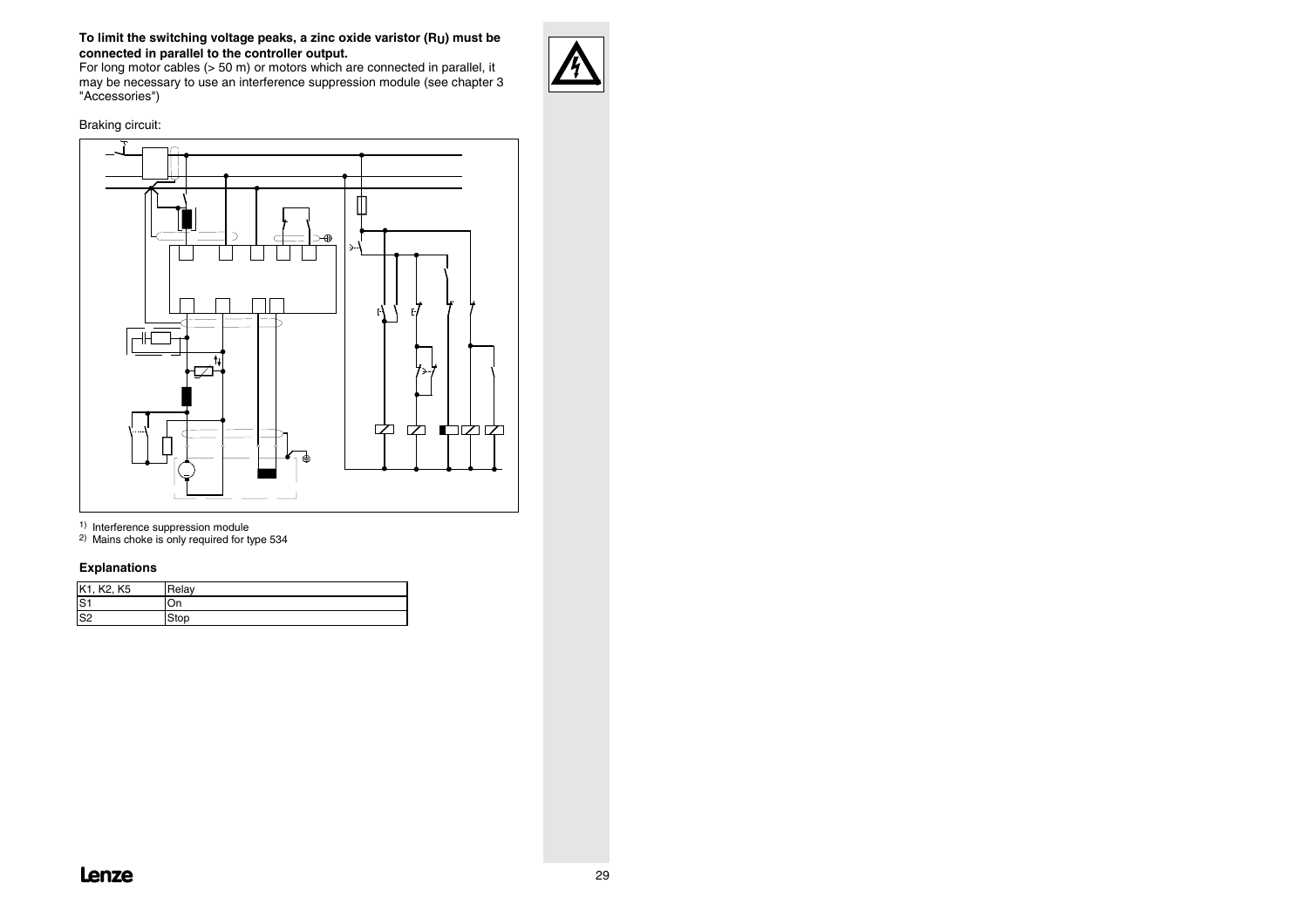**To limit the switching voltage peaks, a zinc oxide varistor ($R_U$) must be connected in parallel to the controller output.**

For long motor cables (> 50 m) or motors which are connected in parallel, it may be necessary to use an interference suppression module (see chapter 3 "Accessories")

Braking circuit:

1) Interference suppression module

2) Mains choke is only required for type 534

### Explanations

| K1, K2, K5 | Relay |
|---|---|
| S1 | On |
| S2 | Stop |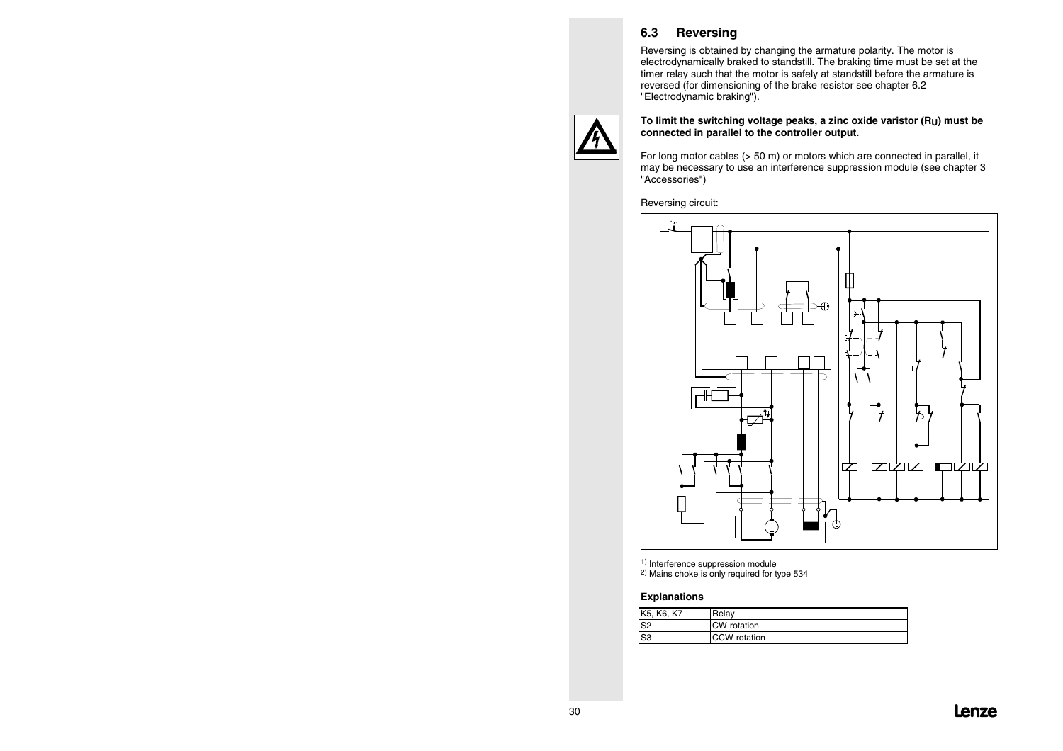## 6.3 Reversing

Reversing is obtained by changing the armature polarity. The motor is electrodynamically braked to standstill. The braking time must be set at the timer relay such that the motor is safely at standstill before the armature is reversed (for dimensioning of the brake resistor see chapter 6.2 "Electrodynamic braking").

**To limit the switching voltage peaks, a zinc oxide varistor ($R_U$) must be connected in parallel to the controller output.**

For long motor cables (> 50 m) or motors which are connected in parallel, it may be necessary to use an interference suppression module (see chapter 3 "Accessories")

Reversing circuit:

1) Interference suppression module
2) Mains choke is only required for type 534

### Explanations

| | |
|---|---|
| K5, K6, K7 | Relay |
| S2 | CW rotation |
| S3 | CCW rotation |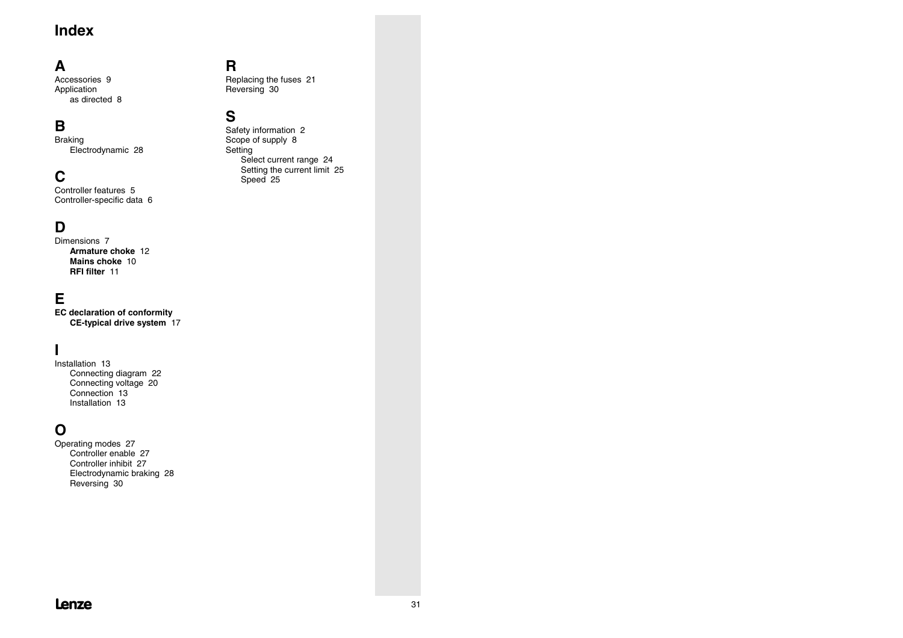# Index

## A

Accessories 9
Application
  as directed 8

## B

Braking
  Electrodynamic 28

## C

Controller features 5
Controller-specific data 6

## D

Dimensions 7
  **Armature choke** 12
  **Mains choke** 10
  **RFI filter** 11

## E

**EC declaration of conformity**
  **CE-typical drive system** 17

## I

Installation 13
  Connecting diagram 22
  Connecting voltage 20
  Connection 13
  Installation 13

## O

Operating modes 27
  Controller enable 27
  Controller inhibit 27
  Electrodynamic braking 28
  Reversing 30

## R

Replacing the fuses 21
Reversing 30

## S

Safety information 2
Scope of supply 8
Setting
  Select current range 24
  Setting the current limit 25
  Speed 25